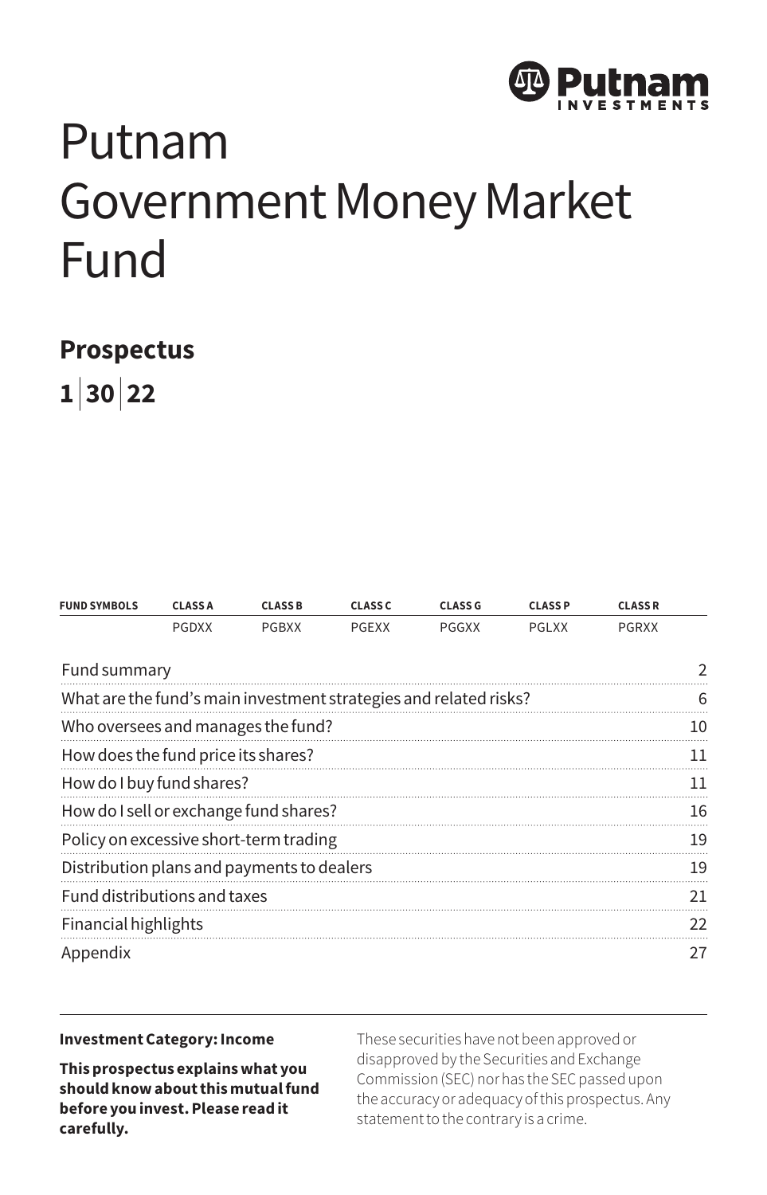Putnam Investments

# Putnam Government Money Market Fund

## Prospectus

**1 | 30 | 22**

| FUND SYMBOLS | CLASS A | CLASS B | CLASS C | CLASS G | CLASS P | CLASS R |
|---|---|---|---|---|---|---|
| | PGDXX | PGBXX | PGEXX | PGGXX | PGLXX | PGRXX |

| | |
|---|---|
| Fund summary | 2 |
| What are the fund's main investment strategies and related risks? | 6 |
| Who oversees and manages the fund? | 10 |
| How does the fund price its shares? | 11 |
| How do I buy fund shares? | 11 |
| How do I sell or exchange fund shares? | 16 |
| Policy on excessive short-term trading | 19 |
| Distribution plans and payments to dealers | 19 |
| Fund distributions and taxes | 21 |
| Financial highlights | 22 |
| Appendix | 27 |

**Investment Category: Income**

**This prospectus explains what you should know about this mutual fund before you invest. Please read it carefully.**

These securities have not been approved or disapproved by the Securities and Exchange Commission (SEC) nor has the SEC passed upon the accuracy or adequacy of this prospectus. Any statement to the contrary is a crime.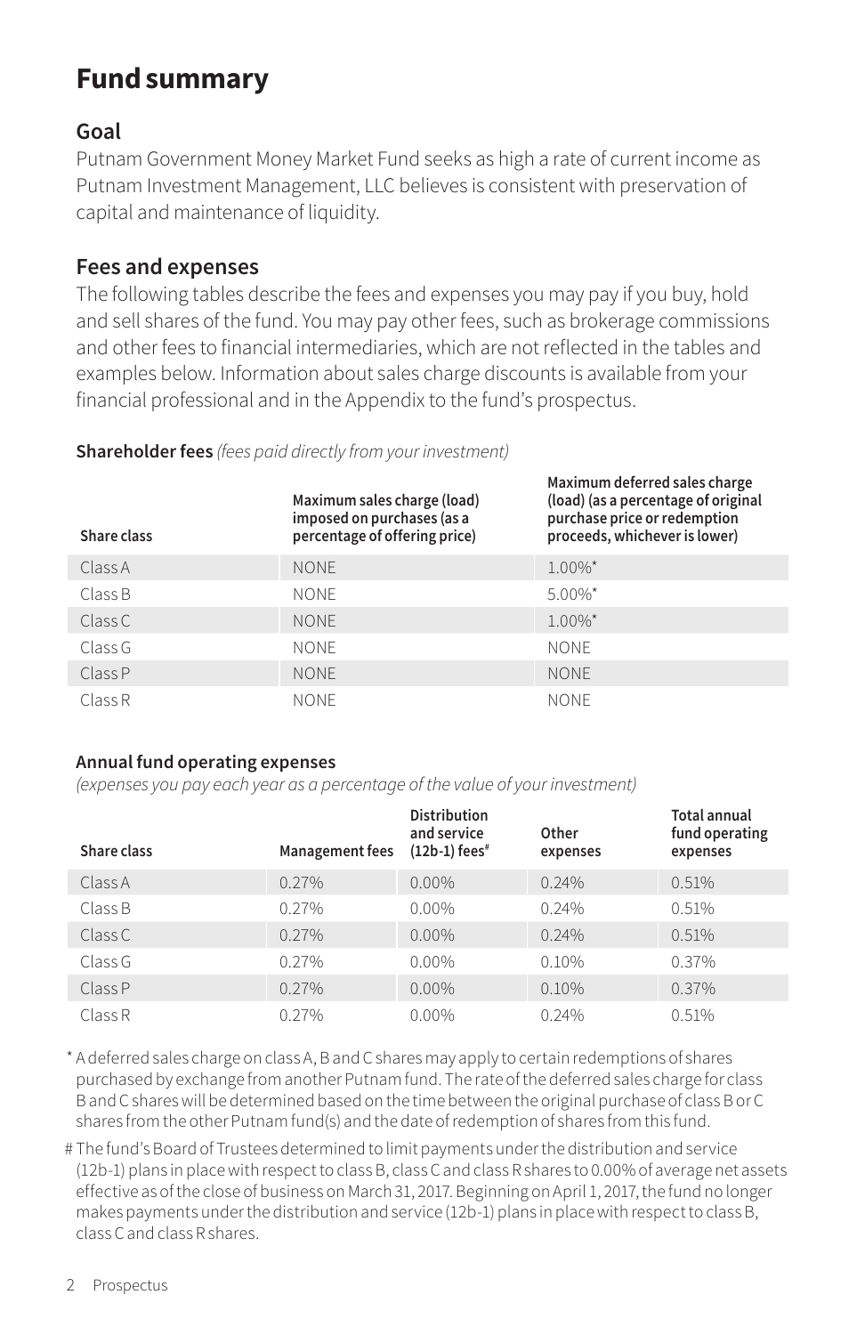# Fund summary

## Goal

Putnam Government Money Market Fund seeks as high a rate of current income as Putnam Investment Management, LLC believes is consistent with preservation of capital and maintenance of liquidity.

## Fees and expenses

The following tables describe the fees and expenses you may pay if you buy, hold and sell shares of the fund. You may pay other fees, such as brokerage commissions and other fees to financial intermediaries, which are not reflected in the tables and examples below. Information about sales charge discounts is available from your financial professional and in the Appendix to the fund's prospectus.

**Shareholder fees** *(fees paid directly from your investment)*

| Share class | Maximum sales charge (load) imposed on purchases (as a percentage of offering price) | Maximum deferred sales charge (load) (as a percentage of original purchase price or redemption proceeds, whichever is lower) |
|---|---|---|
| Class A | NONE | 1.00%* |
| Class B | NONE | 5.00%* |
| Class C | NONE | 1.00%* |
| Class G | NONE | NONE |
| Class P | NONE | NONE |
| Class R | NONE | NONE |

**Annual fund operating expenses**
*(expenses you pay each year as a percentage of the value of your investment)*

| Share class | Management fees | Distribution and service (12b-1) fees# | Other expenses | Total annual fund operating expenses |
|---|---|---|---|---|
| Class A | 0.27% | 0.00% | 0.24% | 0.51% |
| Class B | 0.27% | 0.00% | 0.24% | 0.51% |
| Class C | 0.27% | 0.00% | 0.24% | 0.51% |
| Class G | 0.27% | 0.00% | 0.10% | 0.37% |
| Class P | 0.27% | 0.00% | 0.10% | 0.37% |
| Class R | 0.27% | 0.00% | 0.24% | 0.51% |

* A deferred sales charge on class A, B and C shares may apply to certain redemptions of shares purchased by exchange from another Putnam fund. The rate of the deferred sales charge for class B and C shares will be determined based on the time between the original purchase of class B or C shares from the other Putnam fund(s) and the date of redemption of shares from this fund.

# The fund's Board of Trustees determined to limit payments under the distribution and service (12b-1) plans in place with respect to class B, class C and class R shares to 0.00% of average net assets effective as of the close of business on March 31, 2017. Beginning on April 1, 2017, the fund no longer makes payments under the distribution and service (12b-1) plans in place with respect to class B, class C and class R shares.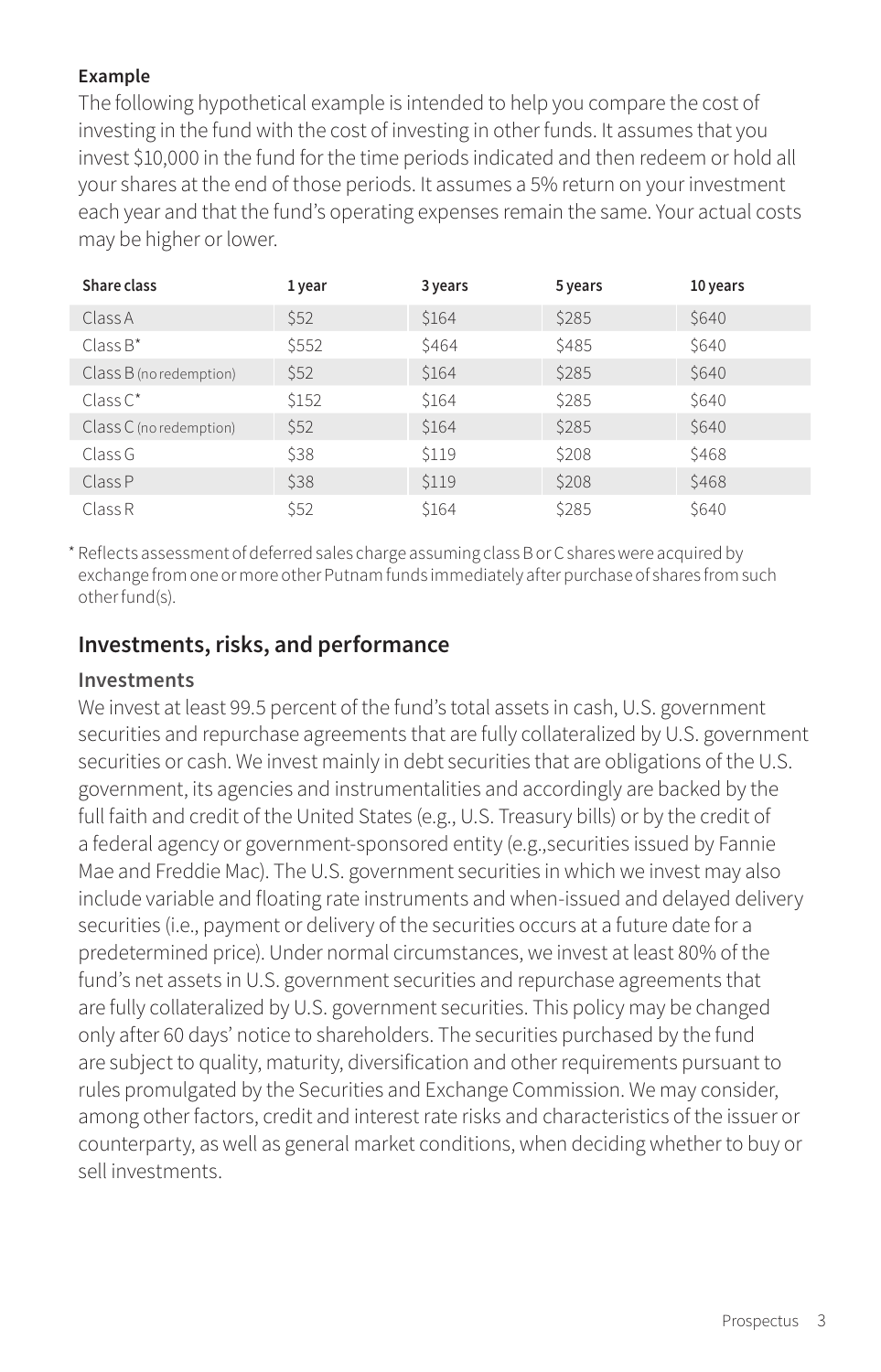**Example**

The following hypothetical example is intended to help you compare the cost of investing in the fund with the cost of investing in other funds. It assumes that you invest $10,000 in the fund for the time periods indicated and then redeem or hold all your shares at the end of those periods. It assumes a 5% return on your investment each year and that the fund's operating expenses remain the same. Your actual costs may be higher or lower.

| Share class | 1 year | 3 years | 5 years | 10 years |
|---|---|---|---|---|
| Class A | $52 | $164 | $285 | $640 |
| Class B* | $552 | $464 | $485 | $640 |
| Class B (no redemption) | $52 | $164 | $285 | $640 |
| Class C* | $152 | $164 | $285 | $640 |
| Class C (no redemption) | $52 | $164 | $285 | $640 |
| Class G | $38 | $119 | $208 | $468 |
| Class P | $38 | $119 | $208 | $468 |
| Class R | $52 | $164 | $285 | $640 |

\* Reflects assessment of deferred sales charge assuming class B or C shares were acquired by exchange from one or more other Putnam funds immediately after purchase of shares from such other fund(s).

## Investments, risks, and performance

### Investments

We invest at least 99.5 percent of the fund's total assets in cash, U.S. government securities and repurchase agreements that are fully collateralized by U.S. government securities or cash. We invest mainly in debt securities that are obligations of the U.S. government, its agencies and instrumentalities and accordingly are backed by the full faith and credit of the United States (e.g., U.S. Treasury bills) or by the credit of a federal agency or government-sponsored entity (e.g.,securities issued by Fannie Mae and Freddie Mac). The U.S. government securities in which we invest may also include variable and floating rate instruments and when-issued and delayed delivery securities (i.e., payment or delivery of the securities occurs at a future date for a predetermined price). Under normal circumstances, we invest at least 80% of the fund's net assets in U.S. government securities and repurchase agreements that are fully collateralized by U.S. government securities. This policy may be changed only after 60 days' notice to shareholders. The securities purchased by the fund are subject to quality, maturity, diversification and other requirements pursuant to rules promulgated by the Securities and Exchange Commission. We may consider, among other factors, credit and interest rate risks and characteristics of the issuer or counterparty, as well as general market conditions, when deciding whether to buy or sell investments.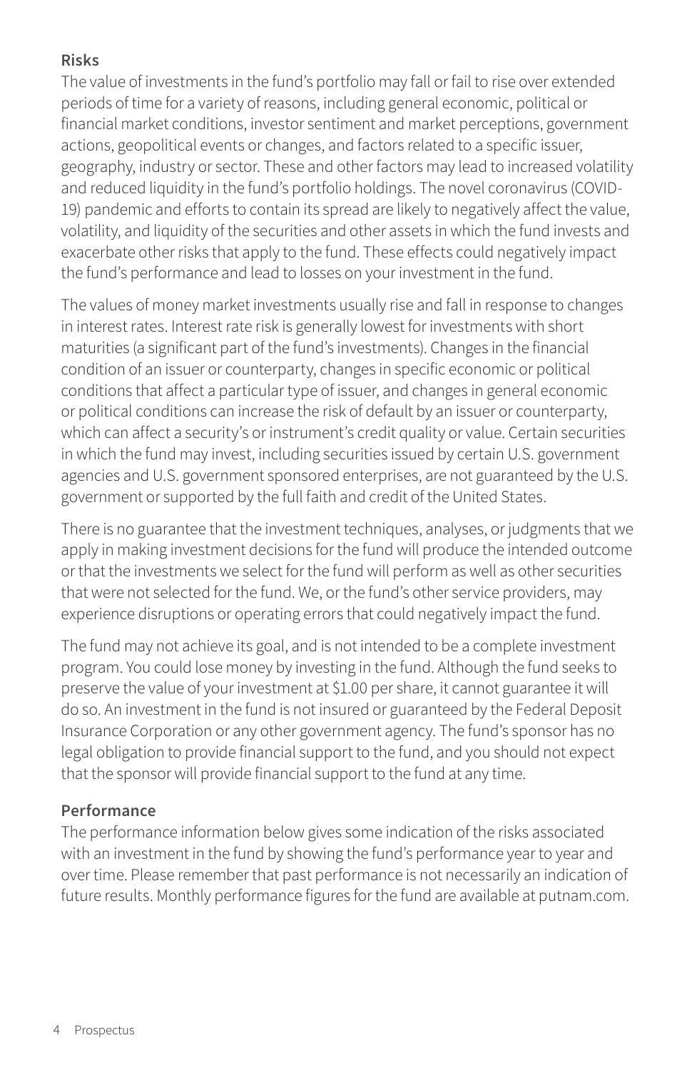## Risks

The value of investments in the fund's portfolio may fall or fail to rise over extended periods of time for a variety of reasons, including general economic, political or financial market conditions, investor sentiment and market perceptions, government actions, geopolitical events or changes, and factors related to a specific issuer, geography, industry or sector. These and other factors may lead to increased volatility and reduced liquidity in the fund's portfolio holdings. The novel coronavirus (COVID-19) pandemic and efforts to contain its spread are likely to negatively affect the value, volatility, and liquidity of the securities and other assets in which the fund invests and exacerbate other risks that apply to the fund. These effects could negatively impact the fund's performance and lead to losses on your investment in the fund.

The values of money market investments usually rise and fall in response to changes in interest rates. Interest rate risk is generally lowest for investments with short maturities (a significant part of the fund's investments). Changes in the financial condition of an issuer or counterparty, changes in specific economic or political conditions that affect a particular type of issuer, and changes in general economic or political conditions can increase the risk of default by an issuer or counterparty, which can affect a security's or instrument's credit quality or value. Certain securities in which the fund may invest, including securities issued by certain U.S. government agencies and U.S. government sponsored enterprises, are not guaranteed by the U.S. government or supported by the full faith and credit of the United States.

There is no guarantee that the investment techniques, analyses, or judgments that we apply in making investment decisions for the fund will produce the intended outcome or that the investments we select for the fund will perform as well as other securities that were not selected for the fund. We, or the fund's other service providers, may experience disruptions or operating errors that could negatively impact the fund.

The fund may not achieve its goal, and is not intended to be a complete investment program. You could lose money by investing in the fund. Although the fund seeks to preserve the value of your investment at $1.00 per share, it cannot guarantee it will do so. An investment in the fund is not insured or guaranteed by the Federal Deposit Insurance Corporation or any other government agency. The fund's sponsor has no legal obligation to provide financial support to the fund, and you should not expect that the sponsor will provide financial support to the fund at any time.

## Performance

The performance information below gives some indication of the risks associated with an investment in the fund by showing the fund's performance year to year and over time. Please remember that past performance is not necessarily an indication of future results. Monthly performance figures for the fund are available at putnam.com.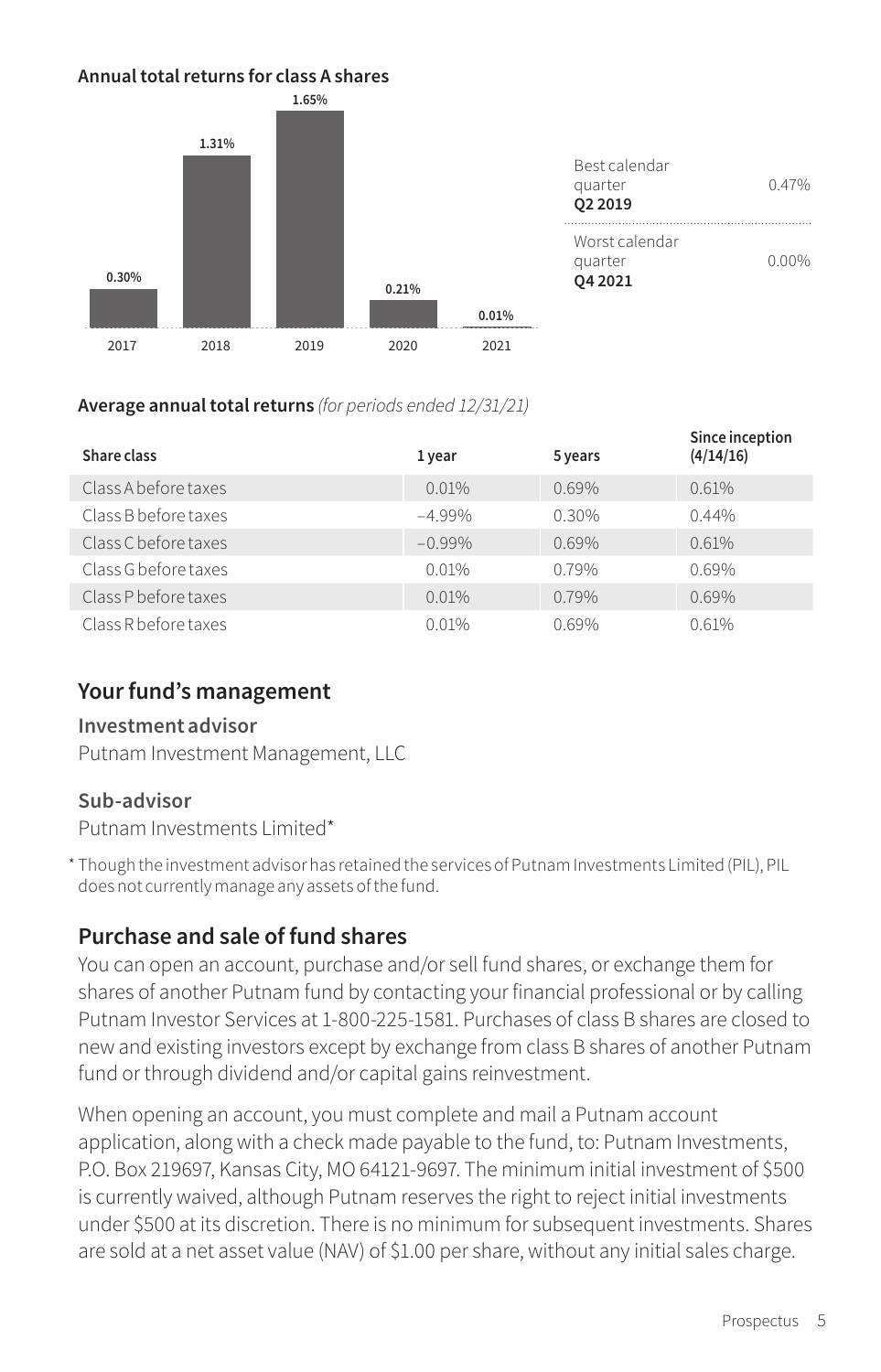**Annual total returns for class A shares**

| Year | Return |
|---|---|
| 2017 | 0.30% |
| 2018 | 1.31% |
| 2019 | 1.65% |
| 2020 | 0.21% |
| 2021 | 0.01% |

| | |
|---|---|
| Best calendar quarter **Q2 2019** | 0.47% |
| Worst calendar quarter **Q4 2021** | 0.00% |

**Average annual total returns** *(for periods ended 12/31/21)*

| Share class | 1 year | 5 years | Since inception (4/14/16) |
|---|---|---|---|
| Class A before taxes | 0.01% | 0.69% | 0.61% |
| Class B before taxes | −4.99% | 0.30% | 0.44% |
| Class C before taxes | −0.99% | 0.69% | 0.61% |
| Class G before taxes | 0.01% | 0.79% | 0.69% |
| Class P before taxes | 0.01% | 0.79% | 0.69% |
| Class R before taxes | 0.01% | 0.69% | 0.61% |

## Your fund's management

### Investment advisor

Putnam Investment Management, LLC

### Sub-advisor

Putnam Investments Limited*

* Though the investment advisor has retained the services of Putnam Investments Limited (PIL), PIL does not currently manage any assets of the fund.

## Purchase and sale of fund shares

You can open an account, purchase and/or sell fund shares, or exchange them for shares of another Putnam fund by contacting your financial professional or by calling Putnam Investor Services at 1-800-225-1581. Purchases of class B shares are closed to new and existing investors except by exchange from class B shares of another Putnam fund or through dividend and/or capital gains reinvestment.

When opening an account, you must complete and mail a Putnam account application, along with a check made payable to the fund, to: Putnam Investments, P.O. Box 219697, Kansas City, MO 64121-9697. The minimum initial investment of $500 is currently waived, although Putnam reserves the right to reject initial investments under $500 at its discretion. There is no minimum for subsequent investments. Shares are sold at a net asset value (NAV) of $1.00 per share, without any initial sales charge.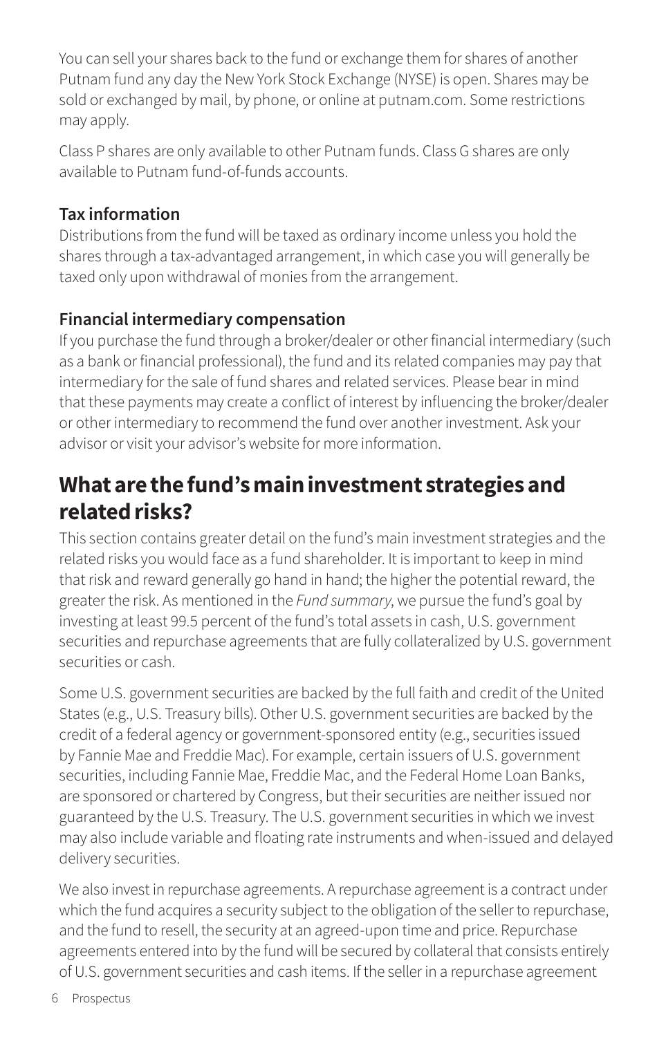You can sell your shares back to the fund or exchange them for shares of another Putnam fund any day the New York Stock Exchange (NYSE) is open. Shares may be sold or exchanged by mail, by phone, or online at putnam.com. Some restrictions may apply.

Class P shares are only available to other Putnam funds. Class G shares are only available to Putnam fund-of-funds accounts.

### Tax information

Distributions from the fund will be taxed as ordinary income unless you hold the shares through a tax-advantaged arrangement, in which case you will generally be taxed only upon withdrawal of monies from the arrangement.

### Financial intermediary compensation

If you purchase the fund through a broker/dealer or other financial intermediary (such as a bank or financial professional), the fund and its related companies may pay that intermediary for the sale of fund shares and related services. Please bear in mind that these payments may create a conflict of interest by influencing the broker/dealer or other intermediary to recommend the fund over another investment. Ask your advisor or visit your advisor's website for more information.

## What are the fund's main investment strategies and related risks?

This section contains greater detail on the fund's main investment strategies and the related risks you would face as a fund shareholder. It is important to keep in mind that risk and reward generally go hand in hand; the higher the potential reward, the greater the risk. As mentioned in the *Fund summary*, we pursue the fund's goal by investing at least 99.5 percent of the fund's total assets in cash, U.S. government securities and repurchase agreements that are fully collateralized by U.S. government securities or cash.

Some U.S. government securities are backed by the full faith and credit of the United States (e.g., U.S. Treasury bills). Other U.S. government securities are backed by the credit of a federal agency or government-sponsored entity (e.g., securities issued by Fannie Mae and Freddie Mac). For example, certain issuers of U.S. government securities, including Fannie Mae, Freddie Mac, and the Federal Home Loan Banks, are sponsored or chartered by Congress, but their securities are neither issued nor guaranteed by the U.S. Treasury. The U.S. government securities in which we invest may also include variable and floating rate instruments and when-issued and delayed delivery securities.

We also invest in repurchase agreements. A repurchase agreement is a contract under which the fund acquires a security subject to the obligation of the seller to repurchase, and the fund to resell, the security at an agreed-upon time and price. Repurchase agreements entered into by the fund will be secured by collateral that consists entirely of U.S. government securities and cash items. If the seller in a repurchase agreement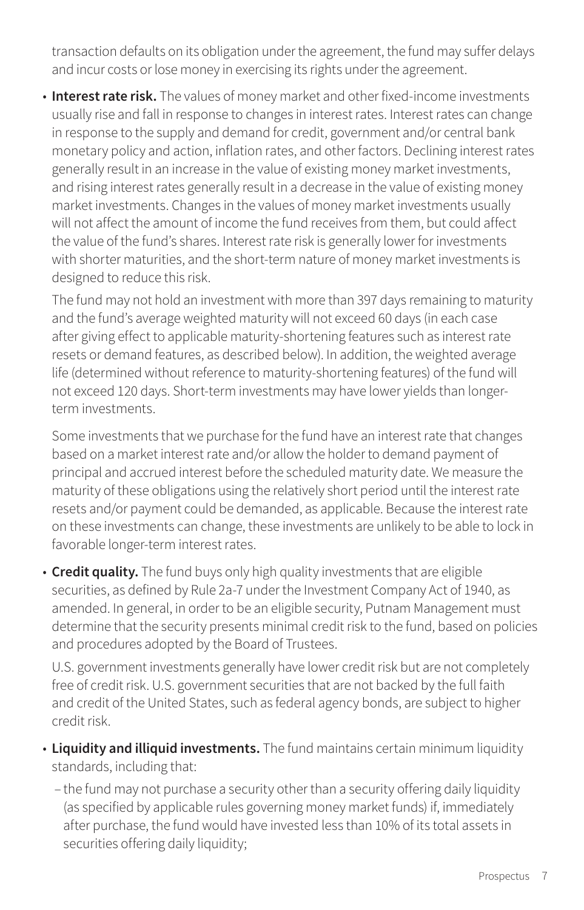transaction defaults on its obligation under the agreement, the fund may suffer delays and incur costs or lose money in exercising its rights under the agreement.

- **Interest rate risk.** The values of money market and other fixed-income investments usually rise and fall in response to changes in interest rates. Interest rates can change in response to the supply and demand for credit, government and/or central bank monetary policy and action, inflation rates, and other factors. Declining interest rates generally result in an increase in the value of existing money market investments, and rising interest rates generally result in a decrease in the value of existing money market investments. Changes in the values of money market investments usually will not affect the amount of income the fund receives from them, but could affect the value of the fund's shares. Interest rate risk is generally lower for investments with shorter maturities, and the short-term nature of money market investments is designed to reduce this risk.

  The fund may not hold an investment with more than 397 days remaining to maturity and the fund's average weighted maturity will not exceed 60 days (in each case after giving effect to applicable maturity-shortening features such as interest rate resets or demand features, as described below). In addition, the weighted average life (determined without reference to maturity-shortening features) of the fund will not exceed 120 days. Short-term investments may have lower yields than longer-term investments.

  Some investments that we purchase for the fund have an interest rate that changes based on a market interest rate and/or allow the holder to demand payment of principal and accrued interest before the scheduled maturity date. We measure the maturity of these obligations using the relatively short period until the interest rate resets and/or payment could be demanded, as applicable. Because the interest rate on these investments can change, these investments are unlikely to be able to lock in favorable longer-term interest rates.

- **Credit quality.** The fund buys only high quality investments that are eligible securities, as defined by Rule 2a-7 under the Investment Company Act of 1940, as amended. In general, in order to be an eligible security, Putnam Management must determine that the security presents minimal credit risk to the fund, based on policies and procedures adopted by the Board of Trustees.

  U.S. government investments generally have lower credit risk but are not completely free of credit risk. U.S. government securities that are not backed by the full faith and credit of the United States, such as federal agency bonds, are subject to higher credit risk.

- **Liquidity and illiquid investments.** The fund maintains certain minimum liquidity standards, including that:

  – the fund may not purchase a security other than a security offering daily liquidity (as specified by applicable rules governing money market funds) if, immediately after purchase, the fund would have invested less than 10% of its total assets in securities offering daily liquidity;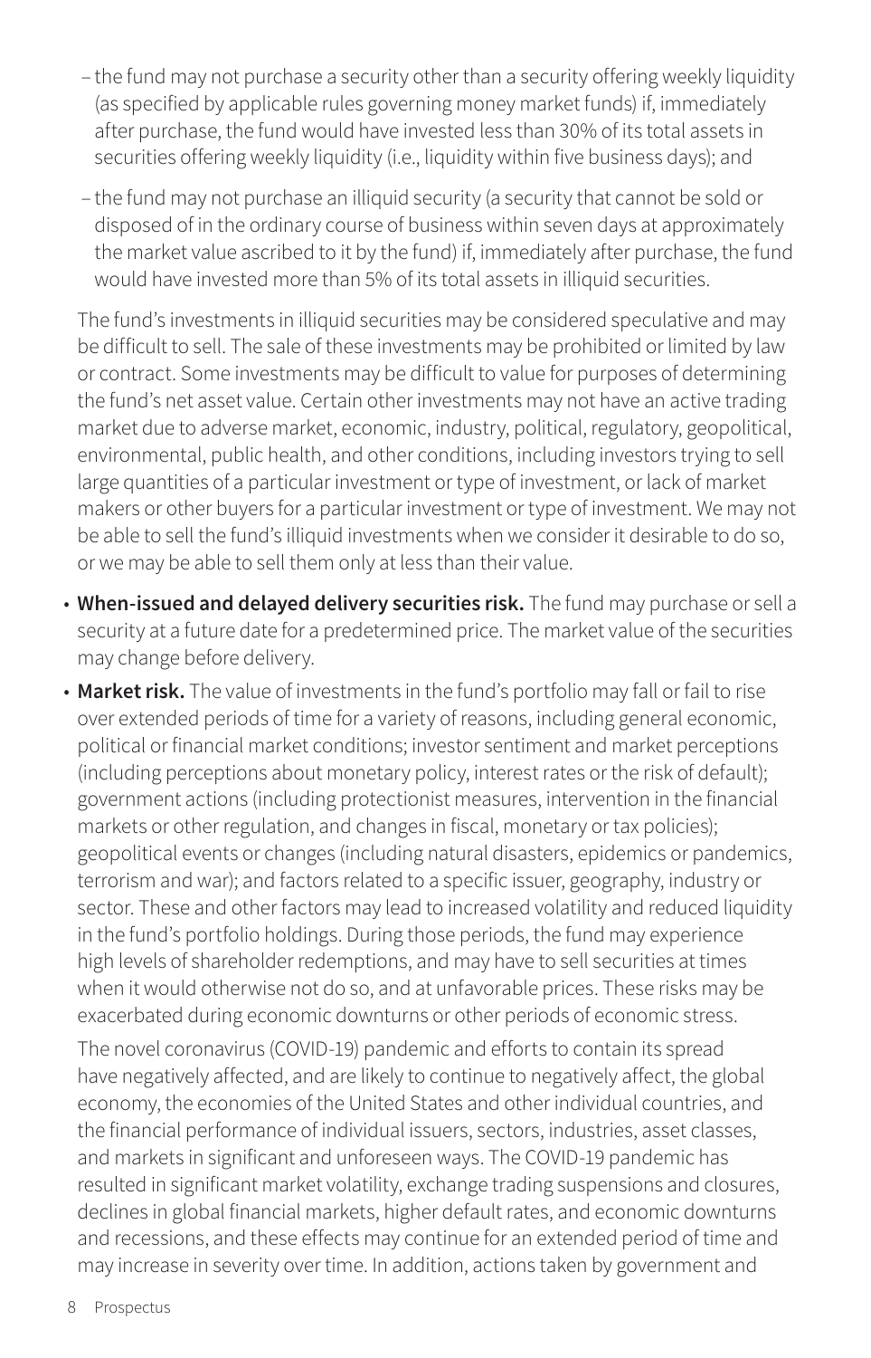- the fund may not purchase a security other than a security offering weekly liquidity (as specified by applicable rules governing money market funds) if, immediately after purchase, the fund would have invested less than 30% of its total assets in securities offering weekly liquidity (i.e., liquidity within five business days); and
- the fund may not purchase an illiquid security (a security that cannot be sold or disposed of in the ordinary course of business within seven days at approximately the market value ascribed to it by the fund) if, immediately after purchase, the fund would have invested more than 5% of its total assets in illiquid securities.

The fund's investments in illiquid securities may be considered speculative and may be difficult to sell. The sale of these investments may be prohibited or limited by law or contract. Some investments may be difficult to value for purposes of determining the fund's net asset value. Certain other investments may not have an active trading market due to adverse market, economic, industry, political, regulatory, geopolitical, environmental, public health, and other conditions, including investors trying to sell large quantities of a particular investment or type of investment, or lack of market makers or other buyers for a particular investment or type of investment. We may not be able to sell the fund's illiquid investments when we consider it desirable to do so, or we may be able to sell them only at less than their value.

- **When-issued and delayed delivery securities risk.** The fund may purchase or sell a security at a future date for a predetermined price. The market value of the securities may change before delivery.
- **Market risk.** The value of investments in the fund's portfolio may fall or fail to rise over extended periods of time for a variety of reasons, including general economic, political or financial market conditions; investor sentiment and market perceptions (including perceptions about monetary policy, interest rates or the risk of default); government actions (including protectionist measures, intervention in the financial markets or other regulation, and changes in fiscal, monetary or tax policies); geopolitical events or changes (including natural disasters, epidemics or pandemics, terrorism and war); and factors related to a specific issuer, geography, industry or sector. These and other factors may lead to increased volatility and reduced liquidity in the fund's portfolio holdings. During those periods, the fund may experience high levels of shareholder redemptions, and may have to sell securities at times when it would otherwise not do so, and at unfavorable prices. These risks may be exacerbated during economic downturns or other periods of economic stress.

  The novel coronavirus (COVID-19) pandemic and efforts to contain its spread have negatively affected, and are likely to continue to negatively affect, the global economy, the economies of the United States and other individual countries, and the financial performance of individual issuers, sectors, industries, asset classes, and markets in significant and unforeseen ways. The COVID-19 pandemic has resulted in significant market volatility, exchange trading suspensions and closures, declines in global financial markets, higher default rates, and economic downturns and recessions, and these effects may continue for an extended period of time and may increase in severity over time. In addition, actions taken by government and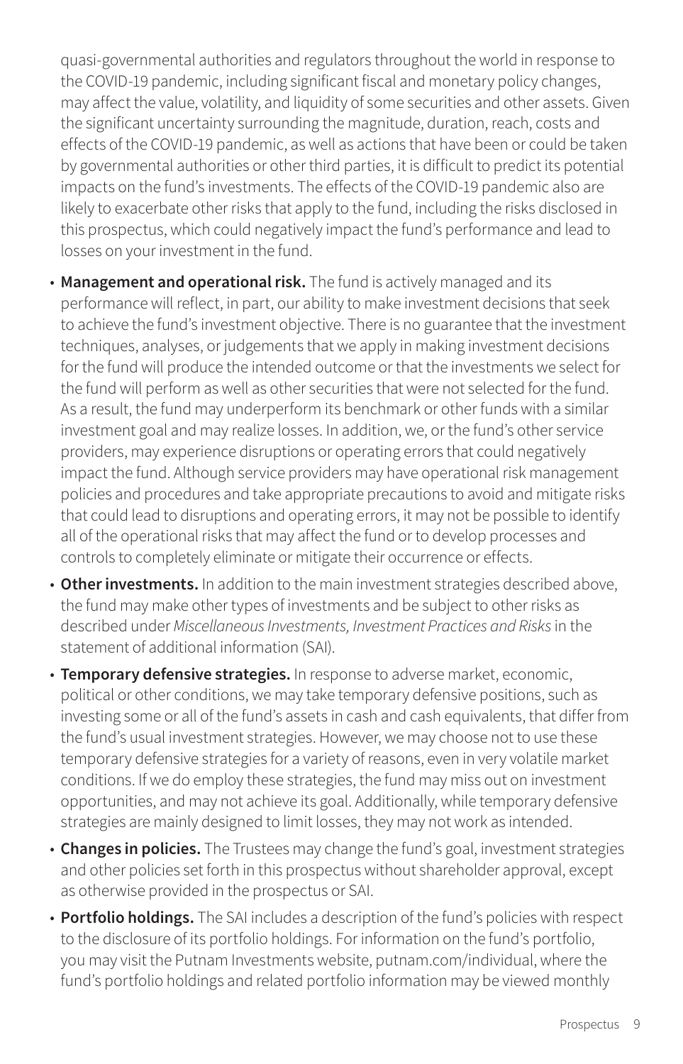quasi-governmental authorities and regulators throughout the world in response to the COVID-19 pandemic, including significant fiscal and monetary policy changes, may affect the value, volatility, and liquidity of some securities and other assets. Given the significant uncertainty surrounding the magnitude, duration, reach, costs and effects of the COVID-19 pandemic, as well as actions that have been or could be taken by governmental authorities or other third parties, it is difficult to predict its potential impacts on the fund's investments. The effects of the COVID-19 pandemic also are likely to exacerbate other risks that apply to the fund, including the risks disclosed in this prospectus, which could negatively impact the fund's performance and lead to losses on your investment in the fund.

- **Management and operational risk.** The fund is actively managed and its performance will reflect, in part, our ability to make investment decisions that seek to achieve the fund's investment objective. There is no guarantee that the investment techniques, analyses, or judgements that we apply in making investment decisions for the fund will produce the intended outcome or that the investments we select for the fund will perform as well as other securities that were not selected for the fund. As a result, the fund may underperform its benchmark or other funds with a similar investment goal and may realize losses. In addition, we, or the fund's other service providers, may experience disruptions or operating errors that could negatively impact the fund. Although service providers may have operational risk management policies and procedures and take appropriate precautions to avoid and mitigate risks that could lead to disruptions and operating errors, it may not be possible to identify all of the operational risks that may affect the fund or to develop processes and controls to completely eliminate or mitigate their occurrence or effects.
- **Other investments.** In addition to the main investment strategies described above, the fund may make other types of investments and be subject to other risks as described under *Miscellaneous Investments, Investment Practices and Risks* in the statement of additional information (SAI).
- **Temporary defensive strategies.** In response to adverse market, economic, political or other conditions, we may take temporary defensive positions, such as investing some or all of the fund's assets in cash and cash equivalents, that differ from the fund's usual investment strategies. However, we may choose not to use these temporary defensive strategies for a variety of reasons, even in very volatile market conditions. If we do employ these strategies, the fund may miss out on investment opportunities, and may not achieve its goal. Additionally, while temporary defensive strategies are mainly designed to limit losses, they may not work as intended.
- **Changes in policies.** The Trustees may change the fund's goal, investment strategies and other policies set forth in this prospectus without shareholder approval, except as otherwise provided in the prospectus or SAI.
- **Portfolio holdings.** The SAI includes a description of the fund's policies with respect to the disclosure of its portfolio holdings. For information on the fund's portfolio, you may visit the Putnam Investments website, putnam.com/individual, where the fund's portfolio holdings and related portfolio information may be viewed monthly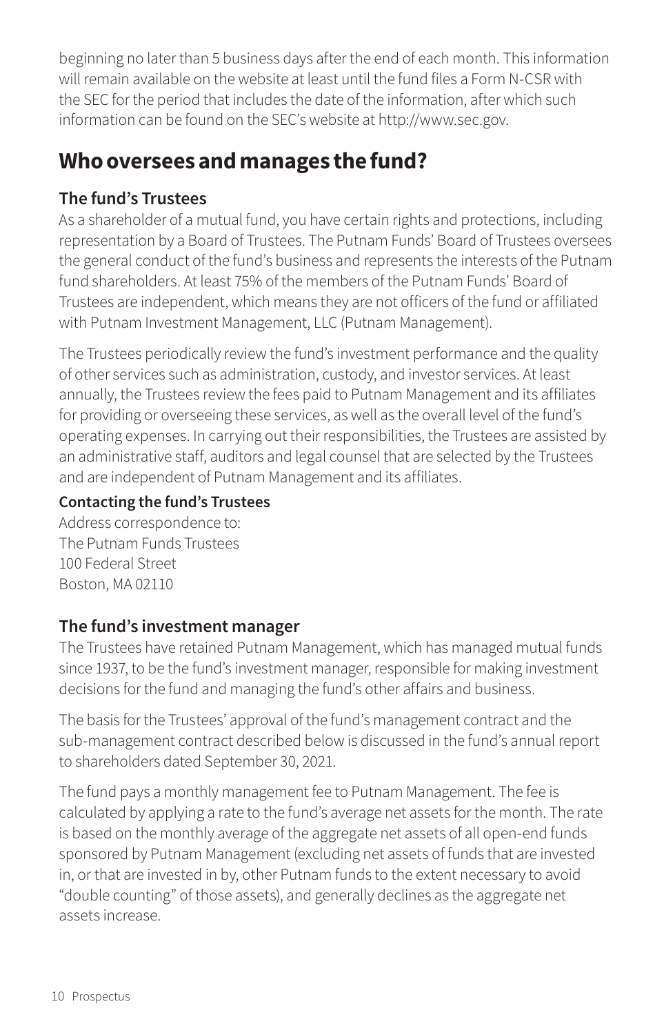beginning no later than 5 business days after the end of each month. This information will remain available on the website at least until the fund files a Form N-CSR with the SEC for the period that includes the date of the information, after which such information can be found on the SEC's website at http://www.sec.gov.

## Who oversees and manages the fund?

### The fund's Trustees

As a shareholder of a mutual fund, you have certain rights and protections, including representation by a Board of Trustees. The Putnam Funds' Board of Trustees oversees the general conduct of the fund's business and represents the interests of the Putnam fund shareholders. At least 75% of the members of the Putnam Funds' Board of Trustees are independent, which means they are not officers of the fund or affiliated with Putnam Investment Management, LLC (Putnam Management).

The Trustees periodically review the fund's investment performance and the quality of other services such as administration, custody, and investor services. At least annually, the Trustees review the fees paid to Putnam Management and its affiliates for providing or overseeing these services, as well as the overall level of the fund's operating expenses. In carrying out their responsibilities, the Trustees are assisted by an administrative staff, auditors and legal counsel that are selected by the Trustees and are independent of Putnam Management and its affiliates.

**Contacting the fund's Trustees**

Address correspondence to:
The Putnam Funds Trustees
100 Federal Street
Boston, MA 02110

### The fund's investment manager

The Trustees have retained Putnam Management, which has managed mutual funds since 1937, to be the fund's investment manager, responsible for making investment decisions for the fund and managing the fund's other affairs and business.

The basis for the Trustees' approval of the fund's management contract and the sub-management contract described below is discussed in the fund's annual report to shareholders dated September 30, 2021.

The fund pays a monthly management fee to Putnam Management. The fee is calculated by applying a rate to the fund's average net assets for the month. The rate is based on the monthly average of the aggregate net assets of all open-end funds sponsored by Putnam Management (excluding net assets of funds that are invested in, or that are invested in by, other Putnam funds to the extent necessary to avoid "double counting" of those assets), and generally declines as the aggregate net assets increase.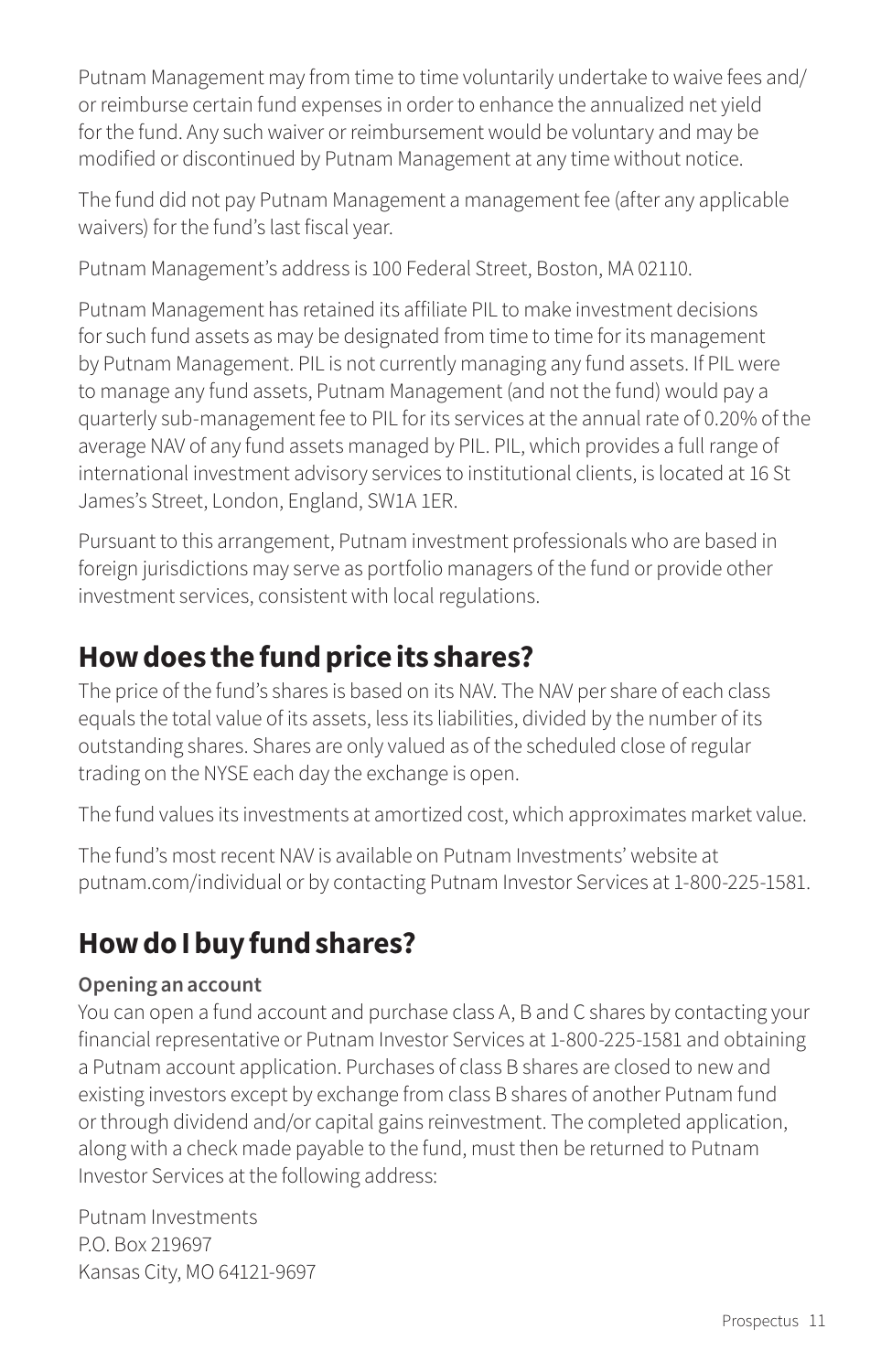Putnam Management may from time to time voluntarily undertake to waive fees and/or reimburse certain fund expenses in order to enhance the annualized net yield for the fund. Any such waiver or reimbursement would be voluntary and may be modified or discontinued by Putnam Management at any time without notice.

The fund did not pay Putnam Management a management fee (after any applicable waivers) for the fund's last fiscal year.

Putnam Management's address is 100 Federal Street, Boston, MA 02110.

Putnam Management has retained its affiliate PIL to make investment decisions for such fund assets as may be designated from time to time for its management by Putnam Management. PIL is not currently managing any fund assets. If PIL were to manage any fund assets, Putnam Management (and not the fund) would pay a quarterly sub-management fee to PIL for its services at the annual rate of 0.20% of the average NAV of any fund assets managed by PIL. PIL, which provides a full range of international investment advisory services to institutional clients, is located at 16 St James's Street, London, England, SW1A 1ER.

Pursuant to this arrangement, Putnam investment professionals who are based in foreign jurisdictions may serve as portfolio managers of the fund or provide other investment services, consistent with local regulations.

## How does the fund price its shares?

The price of the fund's shares is based on its NAV. The NAV per share of each class equals the total value of its assets, less its liabilities, divided by the number of its outstanding shares. Shares are only valued as of the scheduled close of regular trading on the NYSE each day the exchange is open.

The fund values its investments at amortized cost, which approximates market value.

The fund's most recent NAV is available on Putnam Investments' website at putnam.com/individual or by contacting Putnam Investor Services at 1-800-225-1581.

## How do I buy fund shares?

**Opening an account**

You can open a fund account and purchase class A, B and C shares by contacting your financial representative or Putnam Investor Services at 1-800-225-1581 and obtaining a Putnam account application. Purchases of class B shares are closed to new and existing investors except by exchange from class B shares of another Putnam fund or through dividend and/or capital gains reinvestment. The completed application, along with a check made payable to the fund, must then be returned to Putnam Investor Services at the following address:

Putnam Investments
P.O. Box 219697
Kansas City, MO 64121-9697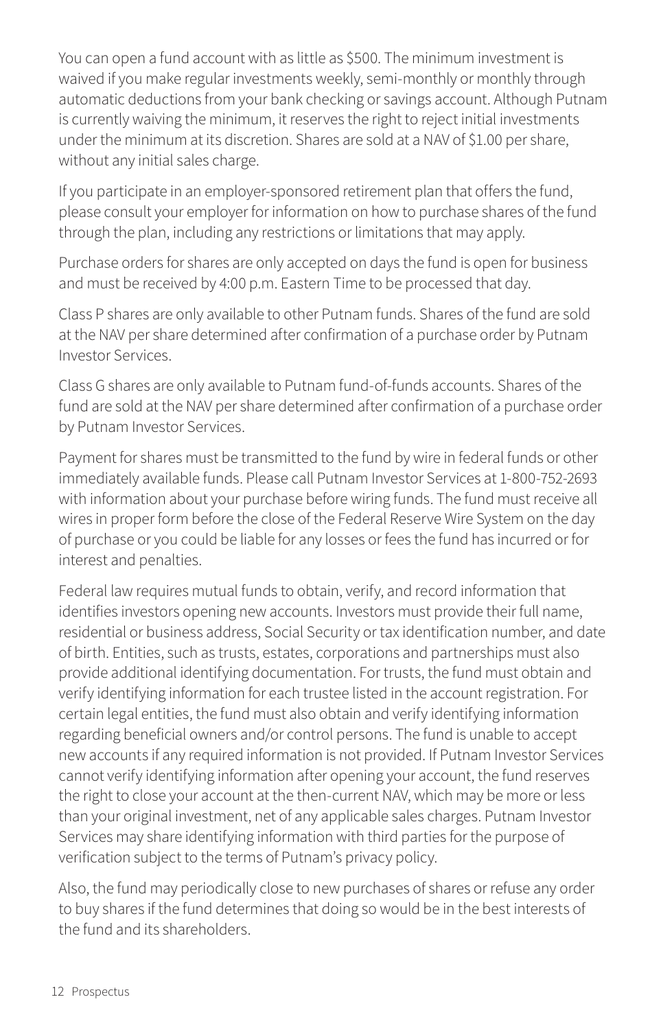You can open a fund account with as little as $500. The minimum investment is waived if you make regular investments weekly, semi-monthly or monthly through automatic deductions from your bank checking or savings account. Although Putnam is currently waiving the minimum, it reserves the right to reject initial investments under the minimum at its discretion. Shares are sold at a NAV of $1.00 per share, without any initial sales charge.

If you participate in an employer-sponsored retirement plan that offers the fund, please consult your employer for information on how to purchase shares of the fund through the plan, including any restrictions or limitations that may apply.

Purchase orders for shares are only accepted on days the fund is open for business and must be received by 4:00 p.m. Eastern Time to be processed that day.

Class P shares are only available to other Putnam funds. Shares of the fund are sold at the NAV per share determined after confirmation of a purchase order by Putnam Investor Services.

Class G shares are only available to Putnam fund-of-funds accounts. Shares of the fund are sold at the NAV per share determined after confirmation of a purchase order by Putnam Investor Services.

Payment for shares must be transmitted to the fund by wire in federal funds or other immediately available funds. Please call Putnam Investor Services at 1-800-752-2693 with information about your purchase before wiring funds. The fund must receive all wires in proper form before the close of the Federal Reserve Wire System on the day of purchase or you could be liable for any losses or fees the fund has incurred or for interest and penalties.

Federal law requires mutual funds to obtain, verify, and record information that identifies investors opening new accounts. Investors must provide their full name, residential or business address, Social Security or tax identification number, and date of birth. Entities, such as trusts, estates, corporations and partnerships must also provide additional identifying documentation. For trusts, the fund must obtain and verify identifying information for each trustee listed in the account registration. For certain legal entities, the fund must also obtain and verify identifying information regarding beneficial owners and/or control persons. The fund is unable to accept new accounts if any required information is not provided. If Putnam Investor Services cannot verify identifying information after opening your account, the fund reserves the right to close your account at the then-current NAV, which may be more or less than your original investment, net of any applicable sales charges. Putnam Investor Services may share identifying information with third parties for the purpose of verification subject to the terms of Putnam's privacy policy.

Also, the fund may periodically close to new purchases of shares or refuse any order to buy shares if the fund determines that doing so would be in the best interests of the fund and its shareholders.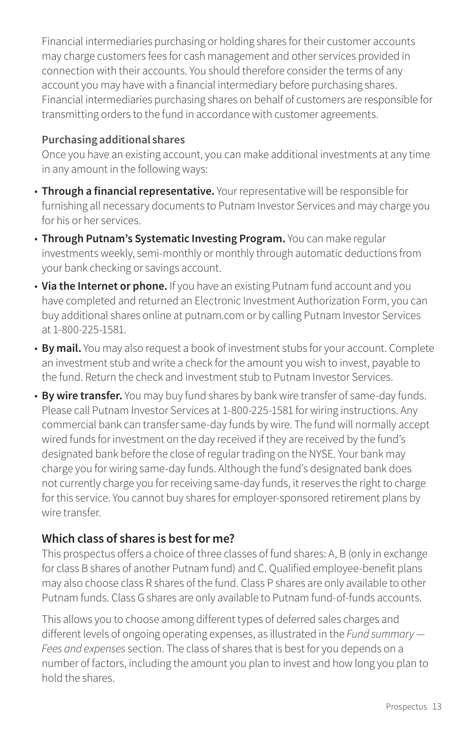Financial intermediaries purchasing or holding shares for their customer accounts may charge customers fees for cash management and other services provided in connection with their accounts. You should therefore consider the terms of any account you may have with a financial intermediary before purchasing shares. Financial intermediaries purchasing shares on behalf of customers are responsible for transmitting orders to the fund in accordance with customer agreements.

#### Purchasing additional shares

Once you have an existing account, you can make additional investments at any time in any amount in the following ways:

- **Through a financial representative.** Your representative will be responsible for furnishing all necessary documents to Putnam Investor Services and may charge you for his or her services.
- **Through Putnam's Systematic Investing Program.** You can make regular investments weekly, semi-monthly or monthly through automatic deductions from your bank checking or savings account.
- **Via the Internet or phone.** If you have an existing Putnam fund account and you have completed and returned an Electronic Investment Authorization Form, you can buy additional shares online at putnam.com or by calling Putnam Investor Services at 1-800-225-1581.
- **By mail.** You may also request a book of investment stubs for your account. Complete an investment stub and write a check for the amount you wish to invest, payable to the fund. Return the check and investment stub to Putnam Investor Services.
- **By wire transfer.** You may buy fund shares by bank wire transfer of same-day funds. Please call Putnam Investor Services at 1-800-225-1581 for wiring instructions. Any commercial bank can transfer same-day funds by wire. The fund will normally accept wired funds for investment on the day received if they are received by the fund's designated bank before the close of regular trading on the NYSE. Your bank may charge you for wiring same-day funds. Although the fund's designated bank does not currently charge you for receiving same-day funds, it reserves the right to charge for this service. You cannot buy shares for employer-sponsored retirement plans by wire transfer.

### Which class of shares is best for me?

This prospectus offers a choice of three classes of fund shares: A, B (only in exchange for class B shares of another Putnam fund) and C. Qualified employee-benefit plans may also choose class R shares of the fund. Class P shares are only available to other Putnam funds. Class G shares are only available to Putnam fund-of-funds accounts.

This allows you to choose among different types of deferred sales charges and different levels of ongoing operating expenses, as illustrated in the *Fund summary — Fees and expenses* section. The class of shares that is best for you depends on a number of factors, including the amount you plan to invest and how long you plan to hold the shares.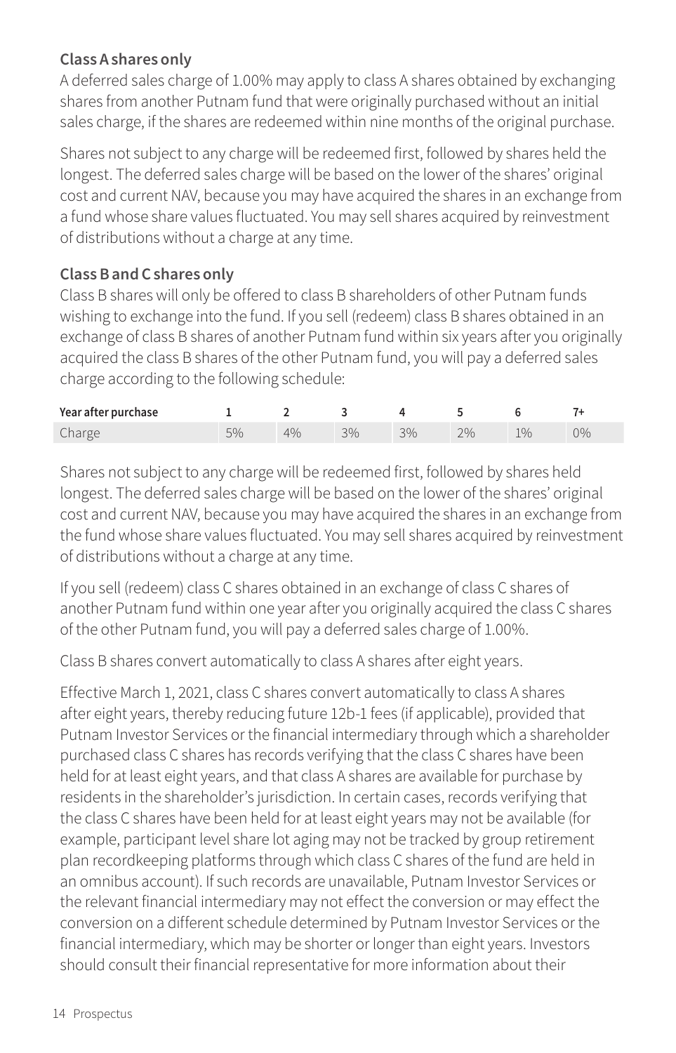**Class A shares only**

A deferred sales charge of 1.00% may apply to class A shares obtained by exchanging shares from another Putnam fund that were originally purchased without an initial sales charge, if the shares are redeemed within nine months of the original purchase.

Shares not subject to any charge will be redeemed first, followed by shares held the longest. The deferred sales charge will be based on the lower of the shares' original cost and current NAV, because you may have acquired the shares in an exchange from a fund whose share values fluctuated. You may sell shares acquired by reinvestment of distributions without a charge at any time.

**Class B and C shares only**

Class B shares will only be offered to class B shareholders of other Putnam funds wishing to exchange into the fund. If you sell (redeem) class B shares obtained in an exchange of class B shares of another Putnam fund within six years after you originally acquired the class B shares of the other Putnam fund, you will pay a deferred sales charge according to the following schedule:

| Year after purchase | 1 | 2 | 3 | 4 | 5 | 6 | 7+ |
|---|---|---|---|---|---|---|---|
| Charge | 5% | 4% | 3% | 3% | 2% | 1% | 0% |

Shares not subject to any charge will be redeemed first, followed by shares held longest. The deferred sales charge will be based on the lower of the shares' original cost and current NAV, because you may have acquired the shares in an exchange from the fund whose share values fluctuated. You may sell shares acquired by reinvestment of distributions without a charge at any time.

If you sell (redeem) class C shares obtained in an exchange of class C shares of another Putnam fund within one year after you originally acquired the class C shares of the other Putnam fund, you will pay a deferred sales charge of 1.00%.

Class B shares convert automatically to class A shares after eight years.

Effective March 1, 2021, class C shares convert automatically to class A shares after eight years, thereby reducing future 12b-1 fees (if applicable), provided that Putnam Investor Services or the financial intermediary through which a shareholder purchased class C shares has records verifying that the class C shares have been held for at least eight years, and that class A shares are available for purchase by residents in the shareholder's jurisdiction. In certain cases, records verifying that the class C shares have been held for at least eight years may not be available (for example, participant level share lot aging may not be tracked by group retirement plan recordkeeping platforms through which class C shares of the fund are held in an omnibus account). If such records are unavailable, Putnam Investor Services or the relevant financial intermediary may not effect the conversion or may effect the conversion on a different schedule determined by Putnam Investor Services or the financial intermediary, which may be shorter or longer than eight years. Investors should consult their financial representative for more information about their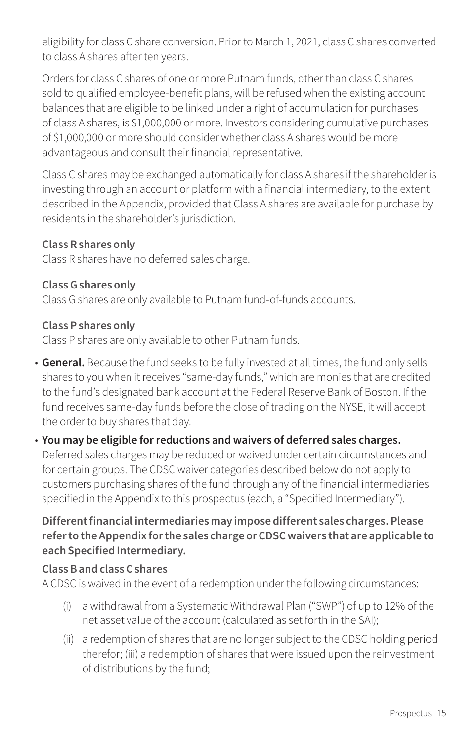eligibility for class C share conversion. Prior to March 1, 2021, class C shares converted to class A shares after ten years.

Orders for class C shares of one or more Putnam funds, other than class C shares sold to qualified employee-benefit plans, will be refused when the existing account balances that are eligible to be linked under a right of accumulation for purchases of class A shares, is $1,000,000 or more. Investors considering cumulative purchases of $1,000,000 or more should consider whether class A shares would be more advantageous and consult their financial representative.

Class C shares may be exchanged automatically for class A shares if the shareholder is investing through an account or platform with a financial intermediary, to the extent described in the Appendix, provided that Class A shares are available for purchase by residents in the shareholder's jurisdiction.

**Class R shares only**

Class R shares have no deferred sales charge.

**Class G shares only**

Class G shares are only available to Putnam fund-of-funds accounts.

**Class P shares only**

Class P shares are only available to other Putnam funds.

- **General.** Because the fund seeks to be fully invested at all times, the fund only sells shares to you when it receives "same-day funds," which are monies that are credited to the fund's designated bank account at the Federal Reserve Bank of Boston. If the fund receives same-day funds before the close of trading on the NYSE, it will accept the order to buy shares that day.
- **You may be eligible for reductions and waivers of deferred sales charges.** Deferred sales charges may be reduced or waived under certain circumstances and for certain groups. The CDSC waiver categories described below do not apply to customers purchasing shares of the fund through any of the financial intermediaries specified in the Appendix to this prospectus (each, a "Specified Intermediary").

**Different financial intermediaries may impose different sales charges. Please refer to the Appendix for the sales charge or CDSC waivers that are applicable to each Specified Intermediary.**

**Class B and class C shares**

A CDSC is waived in the event of a redemption under the following circumstances:

(i) a withdrawal from a Systematic Withdrawal Plan ("SWP") of up to 12% of the net asset value of the account (calculated as set forth in the SAI);

(ii) a redemption of shares that are no longer subject to the CDSC holding period therefor; (iii) a redemption of shares that were issued upon the reinvestment of distributions by the fund;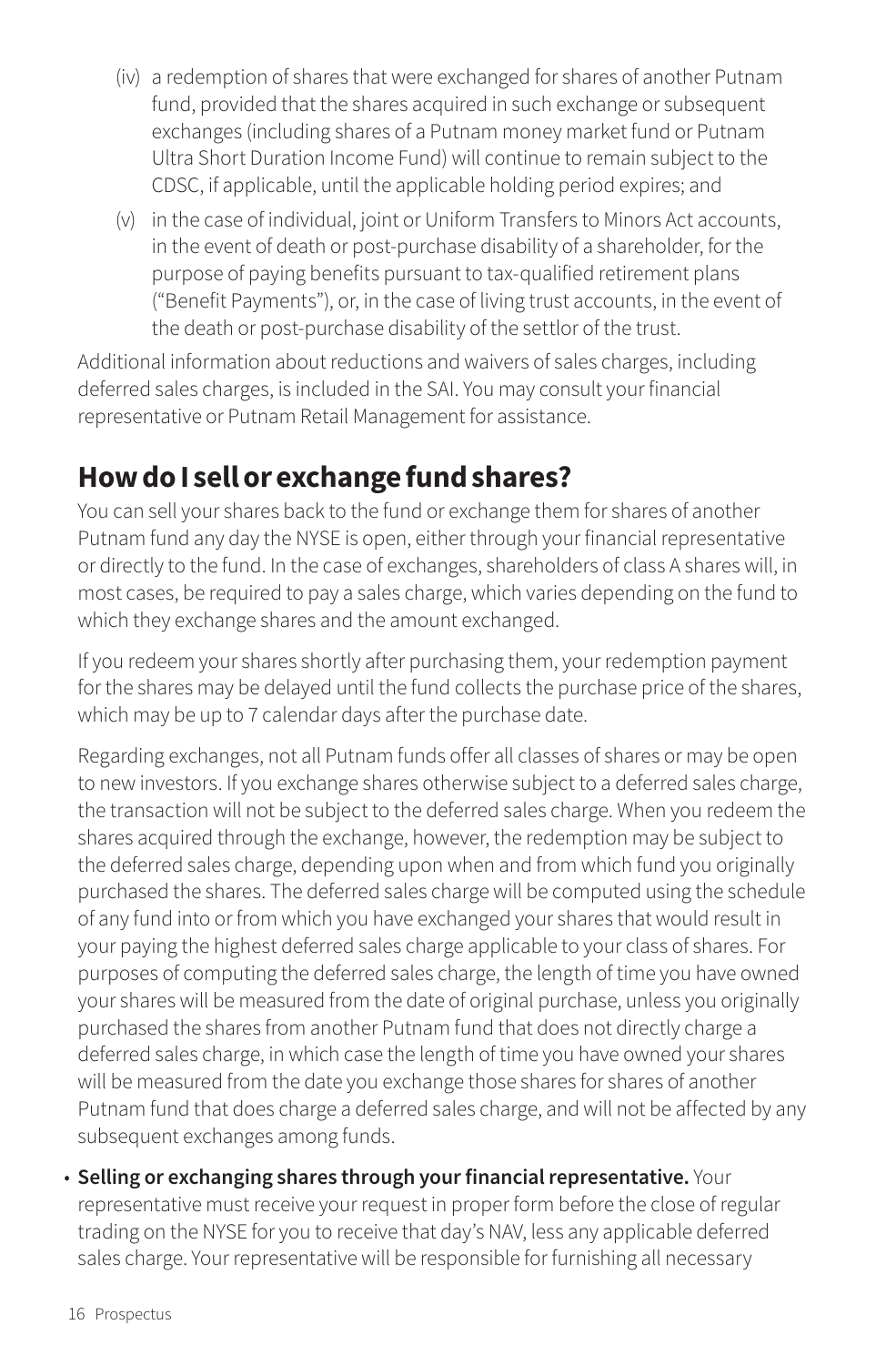(iv) a redemption of shares that were exchanged for shares of another Putnam fund, provided that the shares acquired in such exchange or subsequent exchanges (including shares of a Putnam money market fund or Putnam Ultra Short Duration Income Fund) will continue to remain subject to the CDSC, if applicable, until the applicable holding period expires; and

(v) in the case of individual, joint or Uniform Transfers to Minors Act accounts, in the event of death or post-purchase disability of a shareholder, for the purpose of paying benefits pursuant to tax-qualified retirement plans ("Benefit Payments"), or, in the case of living trust accounts, in the event of the death or post-purchase disability of the settlor of the trust.

Additional information about reductions and waivers of sales charges, including deferred sales charges, is included in the SAI. You may consult your financial representative or Putnam Retail Management for assistance.

## How do I sell or exchange fund shares?

You can sell your shares back to the fund or exchange them for shares of another Putnam fund any day the NYSE is open, either through your financial representative or directly to the fund. In the case of exchanges, shareholders of class A shares will, in most cases, be required to pay a sales charge, which varies depending on the fund to which they exchange shares and the amount exchanged.

If you redeem your shares shortly after purchasing them, your redemption payment for the shares may be delayed until the fund collects the purchase price of the shares, which may be up to 7 calendar days after the purchase date.

Regarding exchanges, not all Putnam funds offer all classes of shares or may be open to new investors. If you exchange shares otherwise subject to a deferred sales charge, the transaction will not be subject to the deferred sales charge. When you redeem the shares acquired through the exchange, however, the redemption may be subject to the deferred sales charge, depending upon when and from which fund you originally purchased the shares. The deferred sales charge will be computed using the schedule of any fund into or from which you have exchanged your shares that would result in your paying the highest deferred sales charge applicable to your class of shares. For purposes of computing the deferred sales charge, the length of time you have owned your shares will be measured from the date of original purchase, unless you originally purchased the shares from another Putnam fund that does not directly charge a deferred sales charge, in which case the length of time you have owned your shares will be measured from the date you exchange those shares for shares of another Putnam fund that does charge a deferred sales charge, and will not be affected by any subsequent exchanges among funds.

- **Selling or exchanging shares through your financial representative.** Your representative must receive your request in proper form before the close of regular trading on the NYSE for you to receive that day's NAV, less any applicable deferred sales charge. Your representative will be responsible for furnishing all necessary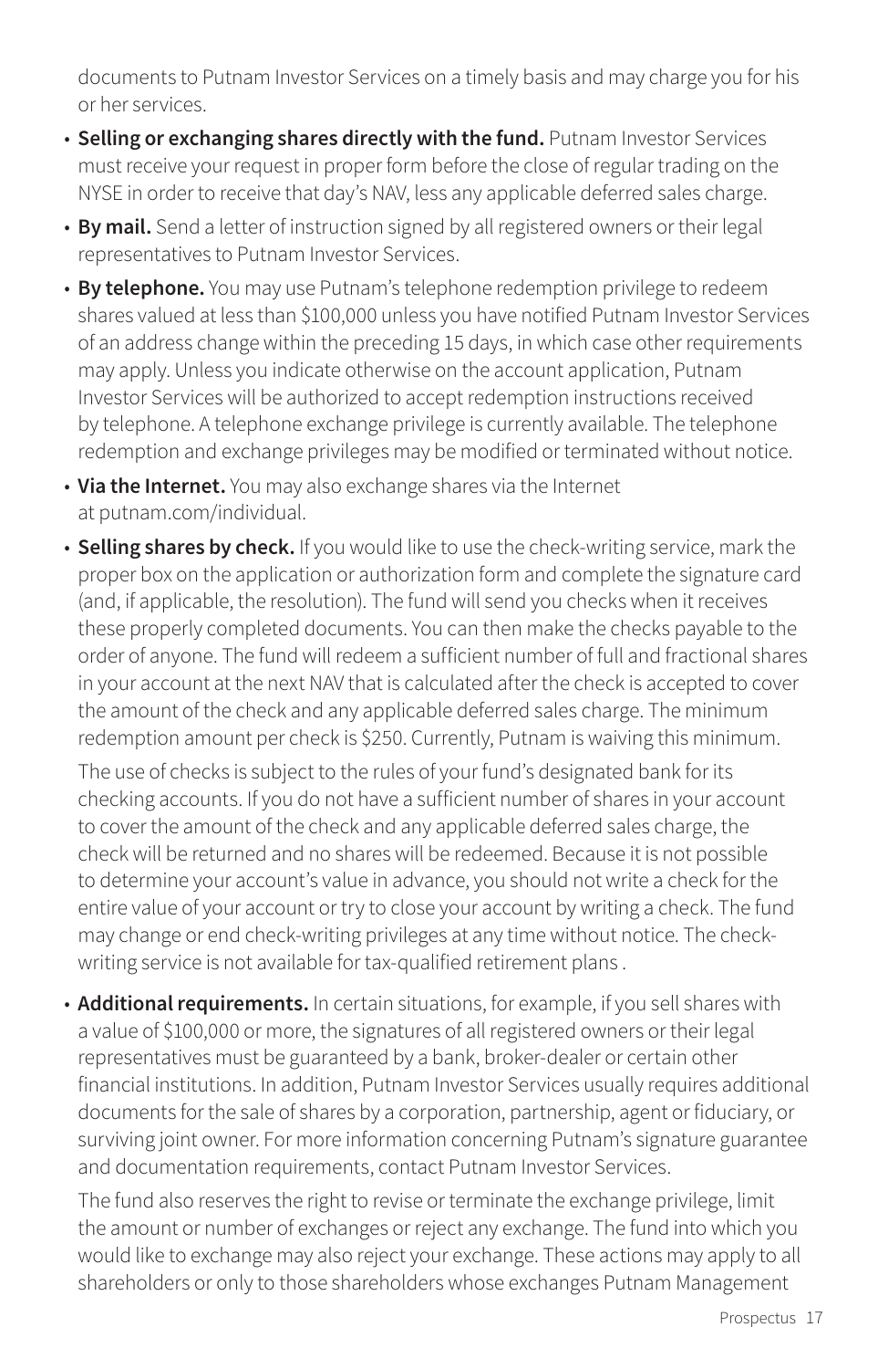documents to Putnam Investor Services on a timely basis and may charge you for his or her services.

- **Selling or exchanging shares directly with the fund.** Putnam Investor Services must receive your request in proper form before the close of regular trading on the NYSE in order to receive that day's NAV, less any applicable deferred sales charge.
- **By mail.** Send a letter of instruction signed by all registered owners or their legal representatives to Putnam Investor Services.
- **By telephone.** You may use Putnam's telephone redemption privilege to redeem shares valued at less than $100,000 unless you have notified Putnam Investor Services of an address change within the preceding 15 days, in which case other requirements may apply. Unless you indicate otherwise on the account application, Putnam Investor Services will be authorized to accept redemption instructions received by telephone. A telephone exchange privilege is currently available. The telephone redemption and exchange privileges may be modified or terminated without notice.
- **Via the Internet.** You may also exchange shares via the Internet at putnam.com/individual.
- **Selling shares by check.** If you would like to use the check-writing service, mark the proper box on the application or authorization form and complete the signature card (and, if applicable, the resolution). The fund will send you checks when it receives these properly completed documents. You can then make the checks payable to the order of anyone. The fund will redeem a sufficient number of full and fractional shares in your account at the next NAV that is calculated after the check is accepted to cover the amount of the check and any applicable deferred sales charge. The minimum redemption amount per check is $250. Currently, Putnam is waiving this minimum.

  The use of checks is subject to the rules of your fund's designated bank for its checking accounts. If you do not have a sufficient number of shares in your account to cover the amount of the check and any applicable deferred sales charge, the check will be returned and no shares will be redeemed. Because it is not possible to determine your account's value in advance, you should not write a check for the entire value of your account or try to close your account by writing a check. The fund may change or end check-writing privileges at any time without notice. The check-writing service is not available for tax-qualified retirement plans .

- **Additional requirements.** In certain situations, for example, if you sell shares with a value of $100,000 or more, the signatures of all registered owners or their legal representatives must be guaranteed by a bank, broker-dealer or certain other financial institutions. In addition, Putnam Investor Services usually requires additional documents for the sale of shares by a corporation, partnership, agent or fiduciary, or surviving joint owner. For more information concerning Putnam's signature guarantee and documentation requirements, contact Putnam Investor Services.

  The fund also reserves the right to revise or terminate the exchange privilege, limit the amount or number of exchanges or reject any exchange. The fund into which you would like to exchange may also reject your exchange. These actions may apply to all shareholders or only to those shareholders whose exchanges Putnam Management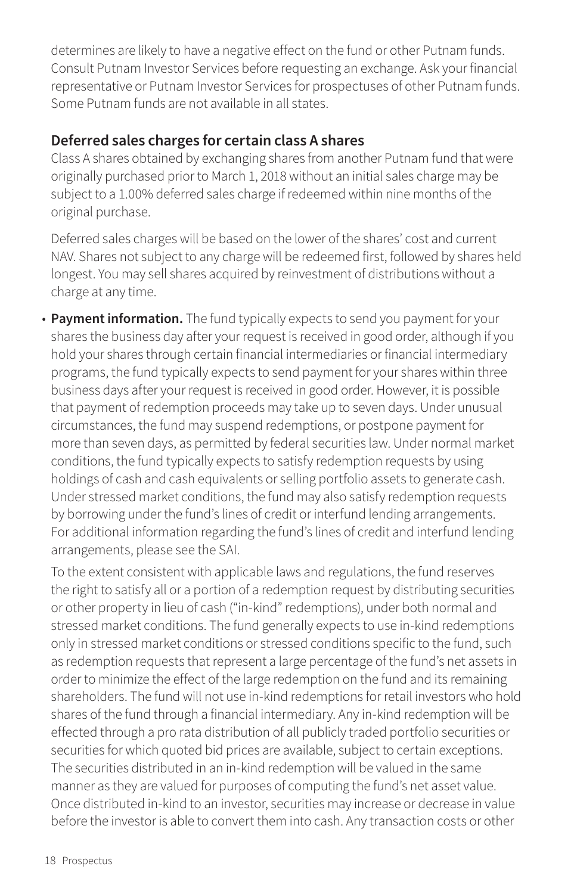determines are likely to have a negative effect on the fund or other Putnam funds. Consult Putnam Investor Services before requesting an exchange. Ask your financial representative or Putnam Investor Services for prospectuses of other Putnam funds. Some Putnam funds are not available in all states.

### Deferred sales charges for certain class A shares

Class A shares obtained by exchanging shares from another Putnam fund that were originally purchased prior to March 1, 2018 without an initial sales charge may be subject to a 1.00% deferred sales charge if redeemed within nine months of the original purchase.

Deferred sales charges will be based on the lower of the shares' cost and current NAV. Shares not subject to any charge will be redeemed first, followed by shares held longest. You may sell shares acquired by reinvestment of distributions without a charge at any time.

- **Payment information.** The fund typically expects to send you payment for your shares the business day after your request is received in good order, although if you hold your shares through certain financial intermediaries or financial intermediary programs, the fund typically expects to send payment for your shares within three business days after your request is received in good order. However, it is possible that payment of redemption proceeds may take up to seven days. Under unusual circumstances, the fund may suspend redemptions, or postpone payment for more than seven days, as permitted by federal securities law. Under normal market conditions, the fund typically expects to satisfy redemption requests by using holdings of cash and cash equivalents or selling portfolio assets to generate cash. Under stressed market conditions, the fund may also satisfy redemption requests by borrowing under the fund's lines of credit or interfund lending arrangements. For additional information regarding the fund's lines of credit and interfund lending arrangements, please see the SAI.

  To the extent consistent with applicable laws and regulations, the fund reserves the right to satisfy all or a portion of a redemption request by distributing securities or other property in lieu of cash ("in-kind" redemptions), under both normal and stressed market conditions. The fund generally expects to use in-kind redemptions only in stressed market conditions or stressed conditions specific to the fund, such as redemption requests that represent a large percentage of the fund's net assets in order to minimize the effect of the large redemption on the fund and its remaining shareholders. The fund will not use in-kind redemptions for retail investors who hold shares of the fund through a financial intermediary. Any in-kind redemption will be effected through a pro rata distribution of all publicly traded portfolio securities or securities for which quoted bid prices are available, subject to certain exceptions. The securities distributed in an in-kind redemption will be valued in the same manner as they are valued for purposes of computing the fund's net asset value. Once distributed in-kind to an investor, securities may increase or decrease in value before the investor is able to convert them into cash. Any transaction costs or other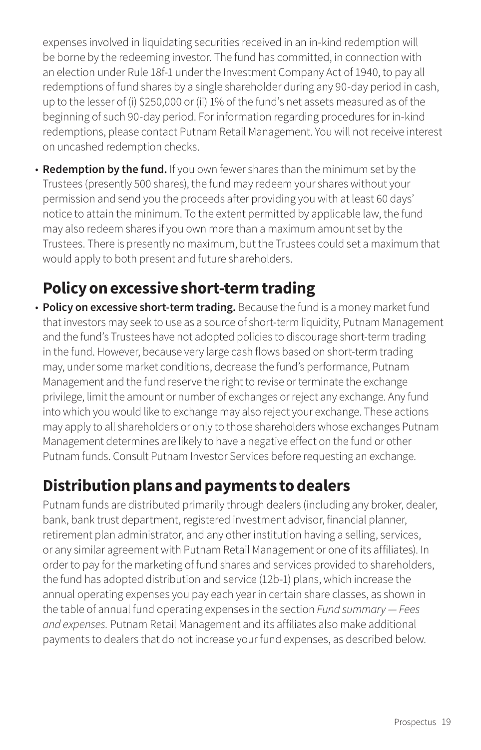expenses involved in liquidating securities received in an in-kind redemption will be borne by the redeeming investor. The fund has committed, in connection with an election under Rule 18f-1 under the Investment Company Act of 1940, to pay all redemptions of fund shares by a single shareholder during any 90-day period in cash, up to the lesser of (i) $250,000 or (ii) 1% of the fund's net assets measured as of the beginning of such 90-day period. For information regarding procedures for in-kind redemptions, please contact Putnam Retail Management. You will not receive interest on uncashed redemption checks.

- **Redemption by the fund.** If you own fewer shares than the minimum set by the Trustees (presently 500 shares), the fund may redeem your shares without your permission and send you the proceeds after providing you with at least 60 days' notice to attain the minimum. To the extent permitted by applicable law, the fund may also redeem shares if you own more than a maximum amount set by the Trustees. There is presently no maximum, but the Trustees could set a maximum that would apply to both present and future shareholders.

## Policy on excessive short-term trading

- **Policy on excessive short-term trading.** Because the fund is a money market fund that investors may seek to use as a source of short-term liquidity, Putnam Management and the fund's Trustees have not adopted policies to discourage short-term trading in the fund. However, because very large cash flows based on short-term trading may, under some market conditions, decrease the fund's performance, Putnam Management and the fund reserve the right to revise or terminate the exchange privilege, limit the amount or number of exchanges or reject any exchange. Any fund into which you would like to exchange may also reject your exchange. These actions may apply to all shareholders or only to those shareholders whose exchanges Putnam Management determines are likely to have a negative effect on the fund or other Putnam funds. Consult Putnam Investor Services before requesting an exchange.

## Distribution plans and payments to dealers

Putnam funds are distributed primarily through dealers (including any broker, dealer, bank, bank trust department, registered investment advisor, financial planner, retirement plan administrator, and any other institution having a selling, services, or any similar agreement with Putnam Retail Management or one of its affiliates). In order to pay for the marketing of fund shares and services provided to shareholders, the fund has adopted distribution and service (12b-1) plans, which increase the annual operating expenses you pay each year in certain share classes, as shown in the table of annual fund operating expenses in the section *Fund summary — Fees and expenses.* Putnam Retail Management and its affiliates also make additional payments to dealers that do not increase your fund expenses, as described below.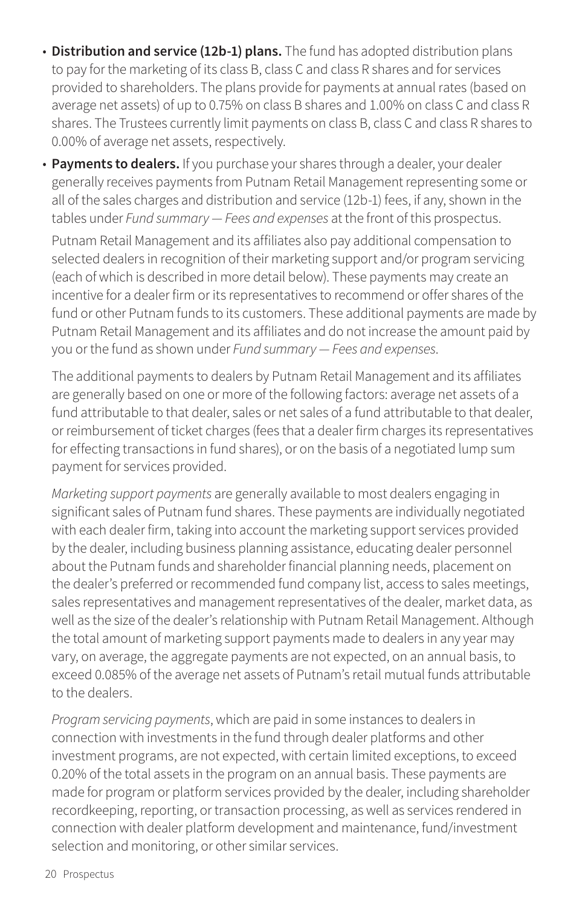- **Distribution and service (12b-1) plans.** The fund has adopted distribution plans to pay for the marketing of its class B, class C and class R shares and for services provided to shareholders. The plans provide for payments at annual rates (based on average net assets) of up to 0.75% on class B shares and 1.00% on class C and class R shares. The Trustees currently limit payments on class B, class C and class R shares to 0.00% of average net assets, respectively.
- **Payments to dealers.** If you purchase your shares through a dealer, your dealer generally receives payments from Putnam Retail Management representing some or all of the sales charges and distribution and service (12b-1) fees, if any, shown in the tables under *Fund summary — Fees and expenses* at the front of this prospectus.

  Putnam Retail Management and its affiliates also pay additional compensation to selected dealers in recognition of their marketing support and/or program servicing (each of which is described in more detail below). These payments may create an incentive for a dealer firm or its representatives to recommend or offer shares of the fund or other Putnam funds to its customers. These additional payments are made by Putnam Retail Management and its affiliates and do not increase the amount paid by you or the fund as shown under *Fund summary — Fees and expenses*.

  The additional payments to dealers by Putnam Retail Management and its affiliates are generally based on one or more of the following factors: average net assets of a fund attributable to that dealer, sales or net sales of a fund attributable to that dealer, or reimbursement of ticket charges (fees that a dealer firm charges its representatives for effecting transactions in fund shares), or on the basis of a negotiated lump sum payment for services provided.

  *Marketing support payments* are generally available to most dealers engaging in significant sales of Putnam fund shares. These payments are individually negotiated with each dealer firm, taking into account the marketing support services provided by the dealer, including business planning assistance, educating dealer personnel about the Putnam funds and shareholder financial planning needs, placement on the dealer's preferred or recommended fund company list, access to sales meetings, sales representatives and management representatives of the dealer, market data, as well as the size of the dealer's relationship with Putnam Retail Management. Although the total amount of marketing support payments made to dealers in any year may vary, on average, the aggregate payments are not expected, on an annual basis, to exceed 0.085% of the average net assets of Putnam's retail mutual funds attributable to the dealers.

  *Program servicing payments*, which are paid in some instances to dealers in connection with investments in the fund through dealer platforms and other investment programs, are not expected, with certain limited exceptions, to exceed 0.20% of the total assets in the program on an annual basis. These payments are made for program or platform services provided by the dealer, including shareholder recordkeeping, reporting, or transaction processing, as well as services rendered in connection with dealer platform development and maintenance, fund/investment selection and monitoring, or other similar services.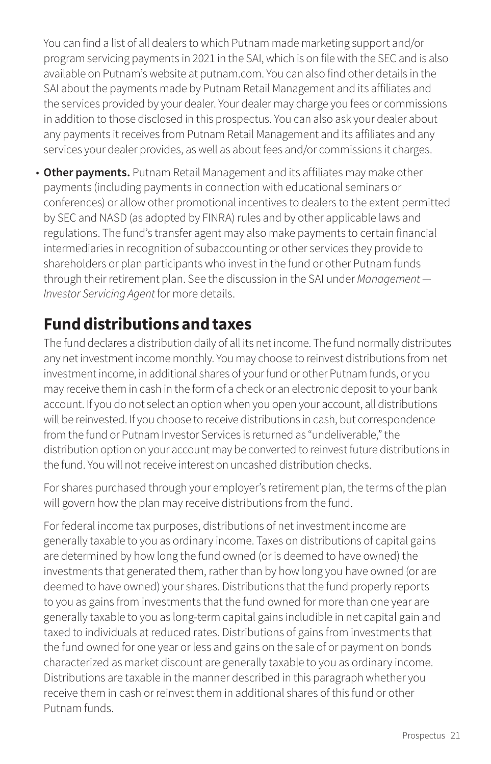You can find a list of all dealers to which Putnam made marketing support and/or program servicing payments in 2021 in the SAI, which is on file with the SEC and is also available on Putnam's website at putnam.com. You can also find other details in the SAI about the payments made by Putnam Retail Management and its affiliates and the services provided by your dealer. Your dealer may charge you fees or commissions in addition to those disclosed in this prospectus. You can also ask your dealer about any payments it receives from Putnam Retail Management and its affiliates and any services your dealer provides, as well as about fees and/or commissions it charges.

- **Other payments.** Putnam Retail Management and its affiliates may make other payments (including payments in connection with educational seminars or conferences) or allow other promotional incentives to dealers to the extent permitted by SEC and NASD (as adopted by FINRA) rules and by other applicable laws and regulations. The fund's transfer agent may also make payments to certain financial intermediaries in recognition of subaccounting or other services they provide to shareholders or plan participants who invest in the fund or other Putnam funds through their retirement plan. See the discussion in the SAI under *Management — Investor Servicing Agent* for more details.

## Fund distributions and taxes

The fund declares a distribution daily of all its net income. The fund normally distributes any net investment income monthly. You may choose to reinvest distributions from net investment income, in additional shares of your fund or other Putnam funds, or you may receive them in cash in the form of a check or an electronic deposit to your bank account. If you do not select an option when you open your account, all distributions will be reinvested. If you choose to receive distributions in cash, but correspondence from the fund or Putnam Investor Services is returned as "undeliverable," the distribution option on your account may be converted to reinvest future distributions in the fund. You will not receive interest on uncashed distribution checks.

For shares purchased through your employer's retirement plan, the terms of the plan will govern how the plan may receive distributions from the fund.

For federal income tax purposes, distributions of net investment income are generally taxable to you as ordinary income. Taxes on distributions of capital gains are determined by how long the fund owned (or is deemed to have owned) the investments that generated them, rather than by how long you have owned (or are deemed to have owned) your shares. Distributions that the fund properly reports to you as gains from investments that the fund owned for more than one year are generally taxable to you as long-term capital gains includible in net capital gain and taxed to individuals at reduced rates. Distributions of gains from investments that the fund owned for one year or less and gains on the sale of or payment on bonds characterized as market discount are generally taxable to you as ordinary income. Distributions are taxable in the manner described in this paragraph whether you receive them in cash or reinvest them in additional shares of this fund or other Putnam funds.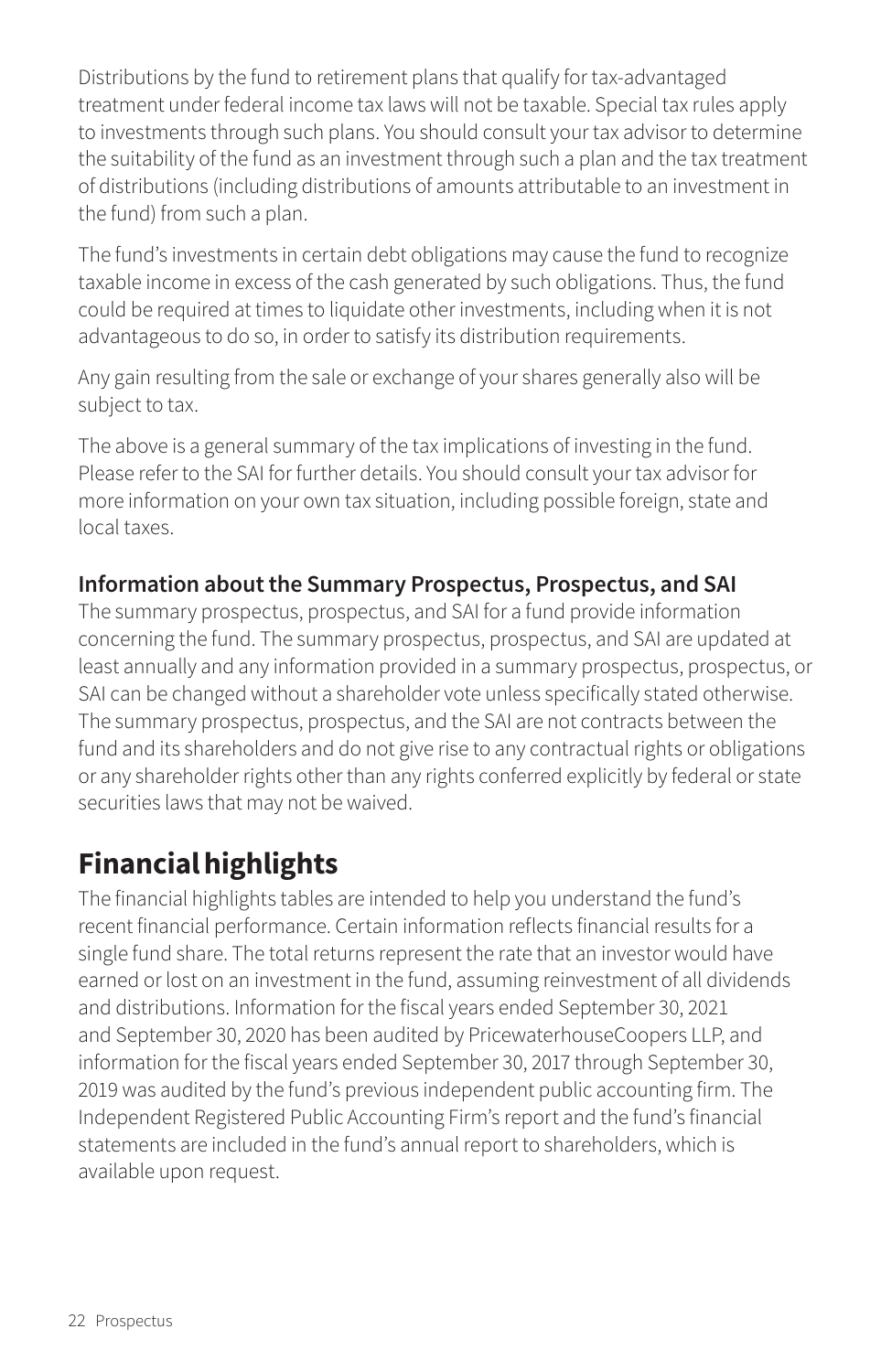Distributions by the fund to retirement plans that qualify for tax-advantaged treatment under federal income tax laws will not be taxable. Special tax rules apply to investments through such plans. You should consult your tax advisor to determine the suitability of the fund as an investment through such a plan and the tax treatment of distributions (including distributions of amounts attributable to an investment in the fund) from such a plan.

The fund's investments in certain debt obligations may cause the fund to recognize taxable income in excess of the cash generated by such obligations. Thus, the fund could be required at times to liquidate other investments, including when it is not advantageous to do so, in order to satisfy its distribution requirements.

Any gain resulting from the sale or exchange of your shares generally also will be subject to tax.

The above is a general summary of the tax implications of investing in the fund. Please refer to the SAI for further details. You should consult your tax advisor for more information on your own tax situation, including possible foreign, state and local taxes.

### Information about the Summary Prospectus, Prospectus, and SAI

The summary prospectus, prospectus, and SAI for a fund provide information concerning the fund. The summary prospectus, prospectus, and SAI are updated at least annually and any information provided in a summary prospectus, prospectus, or SAI can be changed without a shareholder vote unless specifically stated otherwise. The summary prospectus, prospectus, and the SAI are not contracts between the fund and its shareholders and do not give rise to any contractual rights or obligations or any shareholder rights other than any rights conferred explicitly by federal or state securities laws that may not be waived.

## Financial highlights

The financial highlights tables are intended to help you understand the fund's recent financial performance. Certain information reflects financial results for a single fund share. The total returns represent the rate that an investor would have earned or lost on an investment in the fund, assuming reinvestment of all dividends and distributions. Information for the fiscal years ended September 30, 2021 and September 30, 2020 has been audited by PricewaterhouseCoopers LLP, and information for the fiscal years ended September 30, 2017 through September 30, 2019 was audited by the fund's previous independent public accounting firm. The Independent Registered Public Accounting Firm's report and the fund's financial statements are included in the fund's annual report to shareholders, which is available upon request.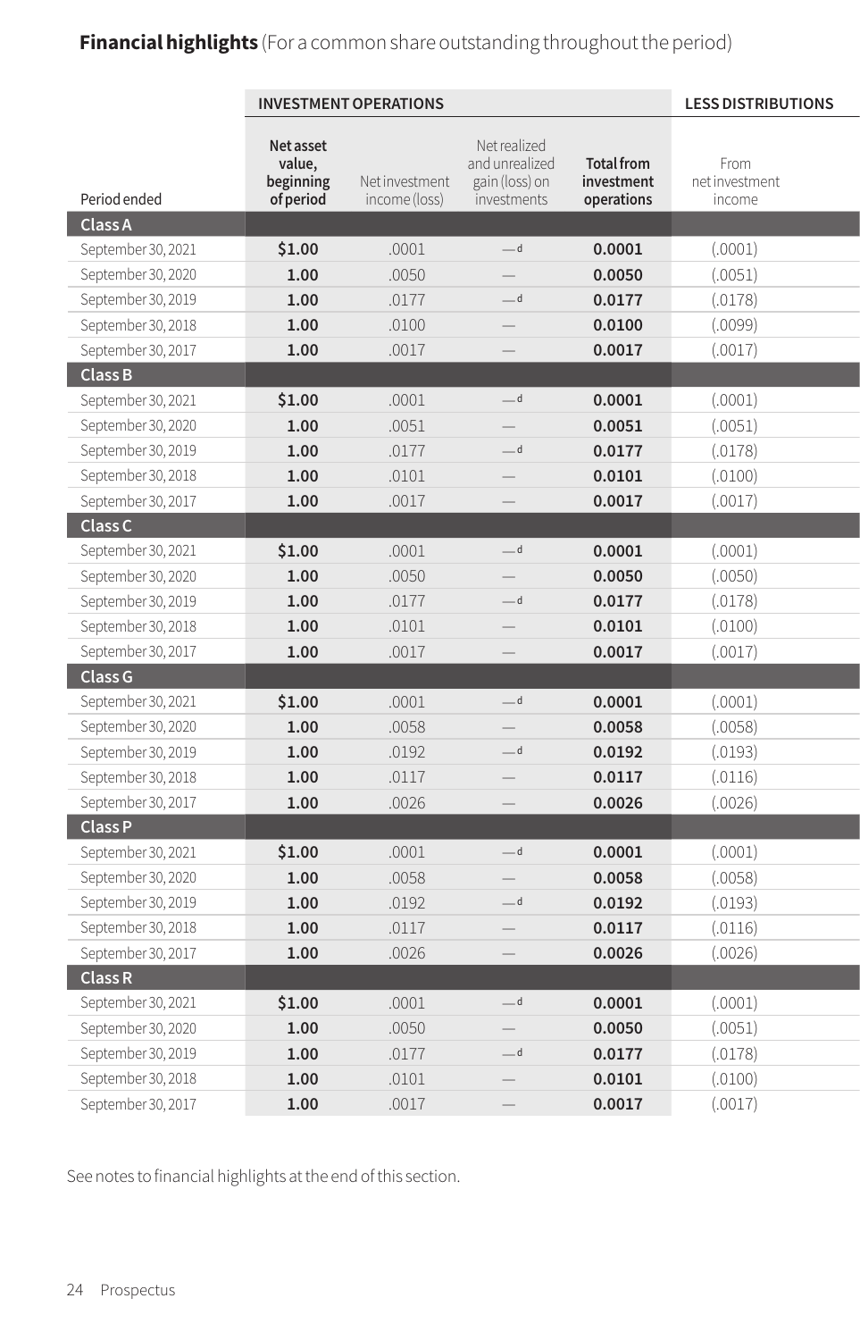**Financial highlights** (For a common share outstanding throughout the period)

| | INVESTMENT OPERATIONS | | | | LESS DISTRIBUTIONS |
|---|---|---|---|---|---|
| Period ended | Net asset value, beginning of period | Net investment income (loss) | Net realized and unrealized gain (loss) on investments | Total from investment operations | From net investment income |
| **Class A** | | | | | |
| September 30, 2021 | $1.00 | .0001 | —[d] | 0.0001 | (.0001) |
| September 30, 2020 | 1.00 | .0050 | — | 0.0050 | (.0051) |
| September 30, 2019 | 1.00 | .0177 | —[d] | 0.0177 | (.0178) |
| September 30, 2018 | 1.00 | .0100 | — | 0.0100 | (.0099) |
| September 30, 2017 | 1.00 | .0017 | — | 0.0017 | (.0017) |
| **Class B** | | | | | |
| September 30, 2021 | $1.00 | .0001 | —[d] | 0.0001 | (.0001) |
| September 30, 2020 | 1.00 | .0051 | — | 0.0051 | (.0051) |
| September 30, 2019 | 1.00 | .0177 | —[d] | 0.0177 | (.0178) |
| September 30, 2018 | 1.00 | .0101 | — | 0.0101 | (.0100) |
| September 30, 2017 | 1.00 | .0017 | — | 0.0017 | (.0017) |
| **Class C** | | | | | |
| September 30, 2021 | $1.00 | .0001 | —[d] | 0.0001 | (.0001) |
| September 30, 2020 | 1.00 | .0050 | — | 0.0050 | (.0050) |
| September 30, 2019 | 1.00 | .0177 | —[d] | 0.0177 | (.0178) |
| September 30, 2018 | 1.00 | .0101 | — | 0.0101 | (.0100) |
| September 30, 2017 | 1.00 | .0017 | — | 0.0017 | (.0017) |
| **Class G** | | | | | |
| September 30, 2021 | $1.00 | .0001 | —[d] | 0.0001 | (.0001) |
| September 30, 2020 | 1.00 | .0058 | — | 0.0058 | (.0058) |
| September 30, 2019 | 1.00 | .0192 | —[d] | 0.0192 | (.0193) |
| September 30, 2018 | 1.00 | .0117 | — | 0.0117 | (.0116) |
| September 30, 2017 | 1.00 | .0026 | — | 0.0026 | (.0026) |
| **Class P** | | | | | |
| September 30, 2021 | $1.00 | .0001 | —[d] | 0.0001 | (.0001) |
| September 30, 2020 | 1.00 | .0058 | — | 0.0058 | (.0058) |
| September 30, 2019 | 1.00 | .0192 | —[d] | 0.0192 | (.0193) |
| September 30, 2018 | 1.00 | .0117 | — | 0.0117 | (.0116) |
| September 30, 2017 | 1.00 | .0026 | — | 0.0026 | (.0026) |
| **Class R** | | | | | |
| September 30, 2021 | $1.00 | .0001 | —[d] | 0.0001 | (.0001) |
| September 30, 2020 | 1.00 | .0050 | — | 0.0050 | (.0051) |
| September 30, 2019 | 1.00 | .0177 | —[d] | 0.0177 | (.0178) |
| September 30, 2018 | 1.00 | .0101 | — | 0.0101 | (.0100) |
| September 30, 2017 | 1.00 | .0017 | — | 0.0017 | (.0017) |

See notes to financial highlights at the end of this section.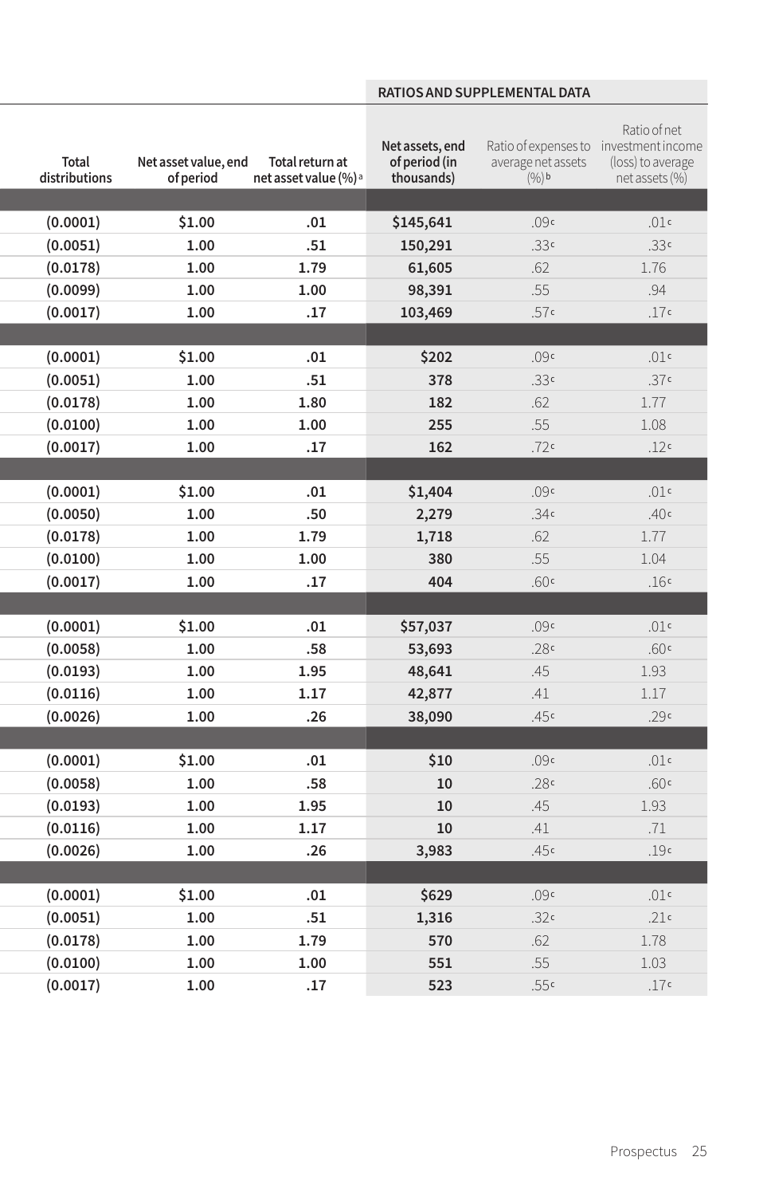| Total distributions | Net asset value, end of period | Total return at net asset value (%)[a] | Net assets, end of period (in thousands) | Ratio of expenses to average net assets (%)[b] | Ratio of net investment income (loss) to average net assets (%) |
|---|---|---|---|---|---|
| | | | **RATIOS AND SUPPLEMENTAL DATA** | | |
| | | | | | |
| (0.0001) | $1.00 | .01 | $145,641 | .09[c] | .01[c] |
| (0.0051) | 1.00 | .51 | 150,291 | .33[c] | .33[c] |
| (0.0178) | 1.00 | 1.79 | 61,605 | .62 | 1.76 |
| (0.0099) | 1.00 | 1.00 | 98,391 | .55 | .94 |
| (0.0017) | 1.00 | .17 | 103,469 | .57[c] | .17[c] |
| | | | | | |
| (0.0001) | $1.00 | .01 | $202 | .09[c] | .01[c] |
| (0.0051) | 1.00 | .51 | 378 | .33[c] | .37[c] |
| (0.0178) | 1.00 | 1.80 | 182 | .62 | 1.77 |
| (0.0100) | 1.00 | 1.00 | 255 | .55 | 1.08 |
| (0.0017) | 1.00 | .17 | 162 | .72[c] | .12[c] |
| | | | | | |
| (0.0001) | $1.00 | .01 | $1,404 | .09[c] | .01[c] |
| (0.0050) | 1.00 | .50 | 2,279 | .34[c] | .40[c] |
| (0.0178) | 1.00 | 1.79 | 1,718 | .62 | 1.77 |
| (0.0100) | 1.00 | 1.00 | 380 | .55 | 1.04 |
| (0.0017) | 1.00 | .17 | 404 | .60[c] | .16[c] |
| | | | | | |
| (0.0001) | $1.00 | .01 | $57,037 | .09[c] | .01[c] |
| (0.0058) | 1.00 | .58 | 53,693 | .28[c] | .60[c] |
| (0.0193) | 1.00 | 1.95 | 48,641 | .45 | 1.93 |
| (0.0116) | 1.00 | 1.17 | 42,877 | .41 | 1.17 |
| (0.0026) | 1.00 | .26 | 38,090 | .45[c] | .29[c] |
| | | | | | |
| (0.0001) | $1.00 | .01 | $10 | .09[c] | .01[c] |
| (0.0058) | 1.00 | .58 | 10 | .28[c] | .60[c] |
| (0.0193) | 1.00 | 1.95 | 10 | .45 | 1.93 |
| (0.0116) | 1.00 | 1.17 | 10 | .41 | .71 |
| (0.0026) | 1.00 | .26 | 3,983 | .45[c] | .19[c] |
| | | | | | |
| (0.0001) | $1.00 | .01 | $629 | .09[c] | .01[c] |
| (0.0051) | 1.00 | .51 | 1,316 | .32[c] | .21[c] |
| (0.0178) | 1.00 | 1.79 | 570 | .62 | 1.78 |
| (0.0100) | 1.00 | 1.00 | 551 | .55 | 1.03 |
| (0.0017) | 1.00 | .17 | 523 | .55[c] | .17[c] |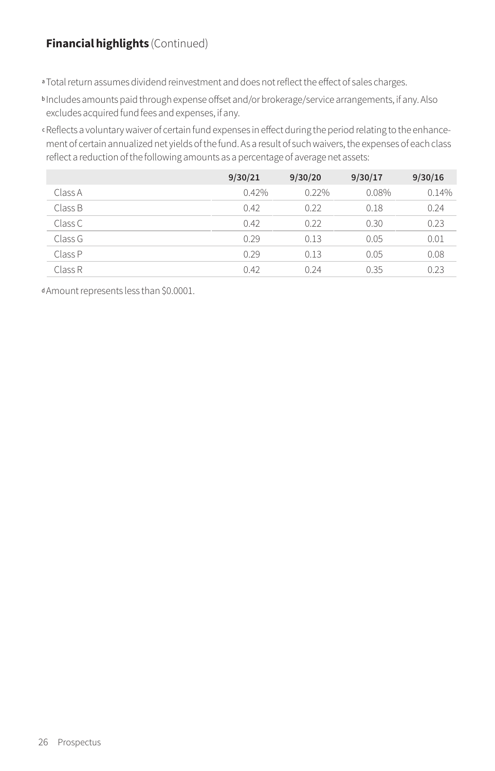**Financial highlights** (Continued)

[a] Total return assumes dividend reinvestment and does not reflect the effect of sales charges.

[b] Includes amounts paid through expense offset and/or brokerage/service arrangements, if any. Also excludes acquired fund fees and expenses, if any.

[c] Reflects a voluntary waiver of certain fund expenses in effect during the period relating to the enhancement of certain annualized net yields of the fund. As a result of such waivers, the expenses of each class reflect a reduction of the following amounts as a percentage of average net assets:

| | 9/30/21 | 9/30/20 | 9/30/17 | 9/30/16 |
|---|---|---|---|---|
| Class A | 0.42% | 0.22% | 0.08% | 0.14% |
| Class B | 0.42 | 0.22 | 0.18 | 0.24 |
| Class C | 0.42 | 0.22 | 0.30 | 0.23 |
| Class G | 0.29 | 0.13 | 0.05 | 0.01 |
| Class P | 0.29 | 0.13 | 0.05 | 0.08 |
| Class R | 0.42 | 0.24 | 0.35 | 0.23 |

[d] Amount represents less than $0.0001.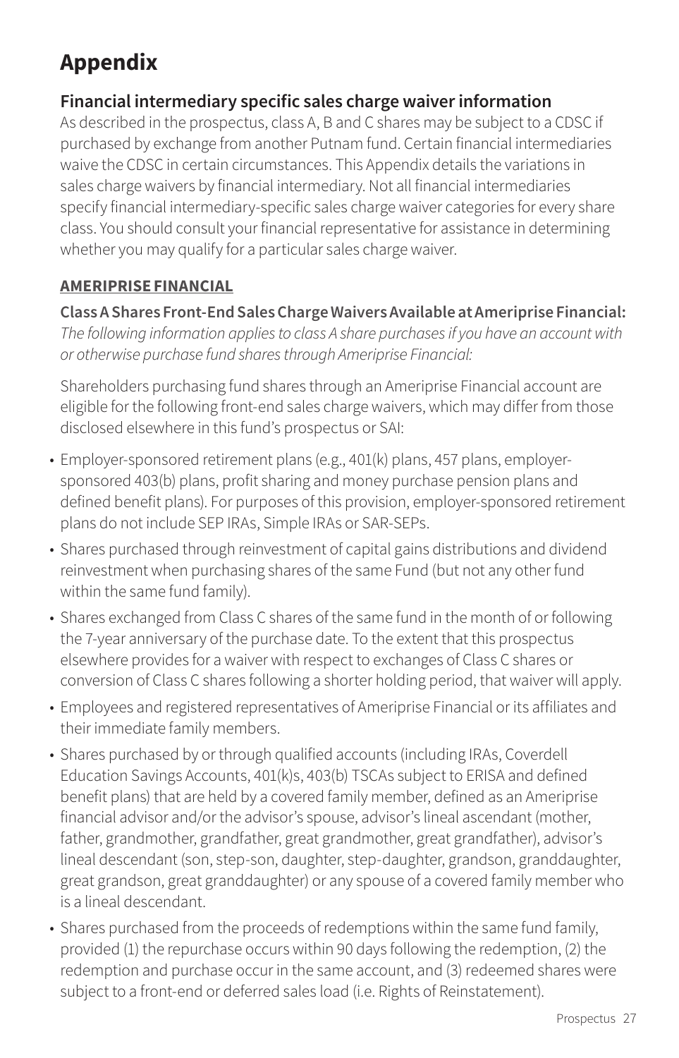# Appendix

## Financial intermediary specific sales charge waiver information

As described in the prospectus, class A, B and C shares may be subject to a CDSC if purchased by exchange from another Putnam fund. Certain financial intermediaries waive the CDSC in certain circumstances. This Appendix details the variations in sales charge waivers by financial intermediary. Not all financial intermediaries specify financial intermediary-specific sales charge waiver categories for every share class. You should consult your financial representative for assistance in determining whether you may qualify for a particular sales charge waiver.

**AMERIPRISE FINANCIAL**

**Class A Shares Front-End Sales Charge Waivers Available at Ameriprise Financial:**
*The following information applies to class A share purchases if you have an account with or otherwise purchase fund shares through Ameriprise Financial:*

Shareholders purchasing fund shares through an Ameriprise Financial account are eligible for the following front-end sales charge waivers, which may differ from those disclosed elsewhere in this fund's prospectus or SAI:

- Employer-sponsored retirement plans (e.g., 401(k) plans, 457 plans, employer-sponsored 403(b) plans, profit sharing and money purchase pension plans and defined benefit plans). For purposes of this provision, employer-sponsored retirement plans do not include SEP IRAs, Simple IRAs or SAR-SEPs.
- Shares purchased through reinvestment of capital gains distributions and dividend reinvestment when purchasing shares of the same Fund (but not any other fund within the same fund family).
- Shares exchanged from Class C shares of the same fund in the month of or following the 7-year anniversary of the purchase date. To the extent that this prospectus elsewhere provides for a waiver with respect to exchanges of Class C shares or conversion of Class C shares following a shorter holding period, that waiver will apply.
- Employees and registered representatives of Ameriprise Financial or its affiliates and their immediate family members.
- Shares purchased by or through qualified accounts (including IRAs, Coverdell Education Savings Accounts, 401(k)s, 403(b) TSCAs subject to ERISA and defined benefit plans) that are held by a covered family member, defined as an Ameriprise financial advisor and/or the advisor's spouse, advisor's lineal ascendant (mother, father, grandmother, grandfather, great grandmother, great grandfather), advisor's lineal descendant (son, step-son, daughter, step-daughter, grandson, granddaughter, great grandson, great granddaughter) or any spouse of a covered family member who is a lineal descendant.
- Shares purchased from the proceeds of redemptions within the same fund family, provided (1) the repurchase occurs within 90 days following the redemption, (2) the redemption and purchase occur in the same account, and (3) redeemed shares were subject to a front-end or deferred sales load (i.e. Rights of Reinstatement).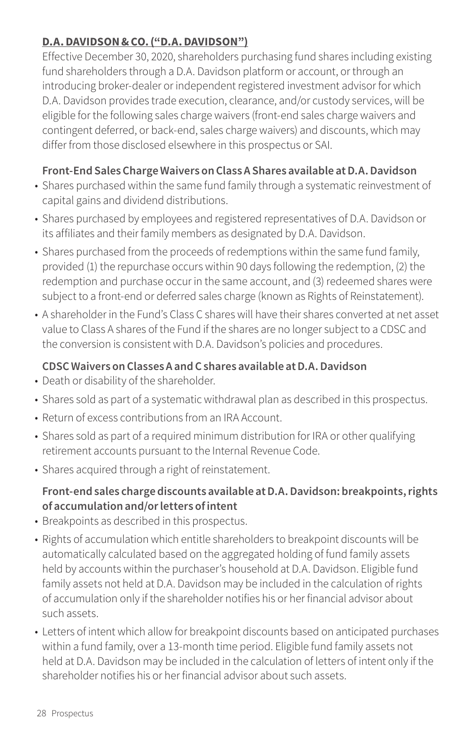## D.A. DAVIDSON & CO. ("D.A. DAVIDSON")

Effective December 30, 2020, shareholders purchasing fund shares including existing fund shareholders through a D.A. Davidson platform or account, or through an introducing broker-dealer or independent registered investment advisor for which D.A. Davidson provides trade execution, clearance, and/or custody services, will be eligible for the following sales charge waivers (front-end sales charge waivers and contingent deferred, or back-end, sales charge waivers) and discounts, which may differ from those disclosed elsewhere in this prospectus or SAI.

**Front-End Sales Charge Waivers on Class A Shares available at D.A. Davidson**

- Shares purchased within the same fund family through a systematic reinvestment of capital gains and dividend distributions.
- Shares purchased by employees and registered representatives of D.A. Davidson or its affiliates and their family members as designated by D.A. Davidson.
- Shares purchased from the proceeds of redemptions within the same fund family, provided (1) the repurchase occurs within 90 days following the redemption, (2) the redemption and purchase occur in the same account, and (3) redeemed shares were subject to a front-end or deferred sales charge (known as Rights of Reinstatement).
- A shareholder in the Fund's Class C shares will have their shares converted at net asset value to Class A shares of the Fund if the shares are no longer subject to a CDSC and the conversion is consistent with D.A. Davidson's policies and procedures.

**CDSC Waivers on Classes A and C shares available at D.A. Davidson**

- Death or disability of the shareholder.
- Shares sold as part of a systematic withdrawal plan as described in this prospectus.
- Return of excess contributions from an IRA Account.
- Shares sold as part of a required minimum distribution for IRA or other qualifying retirement accounts pursuant to the Internal Revenue Code.
- Shares acquired through a right of reinstatement.

**Front-end sales charge discounts available at D.A. Davidson: breakpoints, rights of accumulation and/or letters of intent**

- Breakpoints as described in this prospectus.
- Rights of accumulation which entitle shareholders to breakpoint discounts will be automatically calculated based on the aggregated holding of fund family assets held by accounts within the purchaser's household at D.A. Davidson. Eligible fund family assets not held at D.A. Davidson may be included in the calculation of rights of accumulation only if the shareholder notifies his or her financial advisor about such assets.
- Letters of intent which allow for breakpoint discounts based on anticipated purchases within a fund family, over a 13-month time period. Eligible fund family assets not held at D.A. Davidson may be included in the calculation of letters of intent only if the shareholder notifies his or her financial advisor about such assets.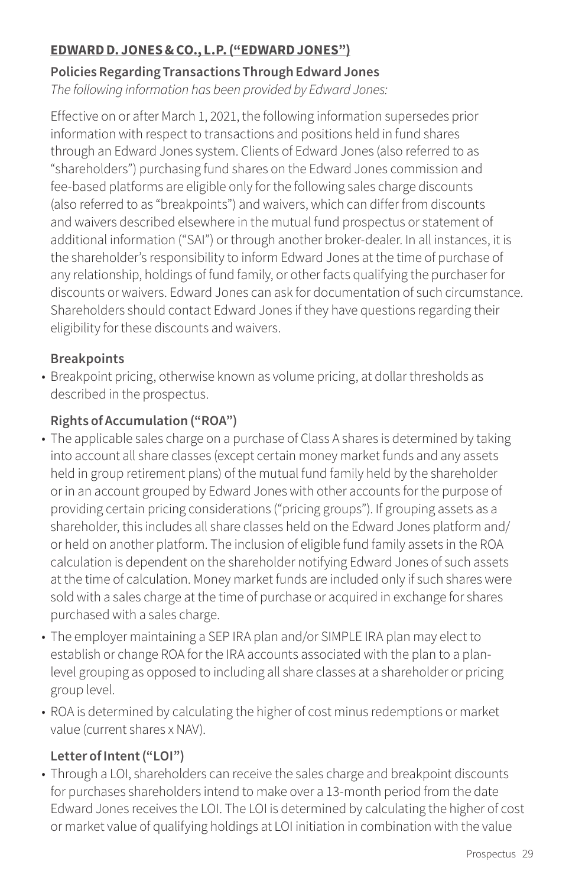## EDWARD D. JONES & CO., L.P. ("EDWARD JONES")

### Policies Regarding Transactions Through Edward Jones

*The following information has been provided by Edward Jones:*

Effective on or after March 1, 2021, the following information supersedes prior information with respect to transactions and positions held in fund shares through an Edward Jones system. Clients of Edward Jones (also referred to as "shareholders") purchasing fund shares on the Edward Jones commission and fee-based platforms are eligible only for the following sales charge discounts (also referred to as "breakpoints") and waivers, which can differ from discounts and waivers described elsewhere in the mutual fund prospectus or statement of additional information ("SAI") or through another broker-dealer. In all instances, it is the shareholder's responsibility to inform Edward Jones at the time of purchase of any relationship, holdings of fund family, or other facts qualifying the purchaser for discounts or waivers. Edward Jones can ask for documentation of such circumstance. Shareholders should contact Edward Jones if they have questions regarding their eligibility for these discounts and waivers.

#### Breakpoints

- Breakpoint pricing, otherwise known as volume pricing, at dollar thresholds as described in the prospectus.

#### Rights of Accumulation ("ROA")

- The applicable sales charge on a purchase of Class A shares is determined by taking into account all share classes (except certain money market funds and any assets held in group retirement plans) of the mutual fund family held by the shareholder or in an account grouped by Edward Jones with other accounts for the purpose of providing certain pricing considerations ("pricing groups"). If grouping assets as a shareholder, this includes all share classes held on the Edward Jones platform and/or held on another platform. The inclusion of eligible fund family assets in the ROA calculation is dependent on the shareholder notifying Edward Jones of such assets at the time of calculation. Money market funds are included only if such shares were sold with a sales charge at the time of purchase or acquired in exchange for shares purchased with a sales charge.
- The employer maintaining a SEP IRA plan and/or SIMPLE IRA plan may elect to establish or change ROA for the IRA accounts associated with the plan to a plan-level grouping as opposed to including all share classes at a shareholder or pricing group level.
- ROA is determined by calculating the higher of cost minus redemptions or market value (current shares x NAV).

#### Letter of Intent ("LOI")

- Through a LOI, shareholders can receive the sales charge and breakpoint discounts for purchases shareholders intend to make over a 13-month period from the date Edward Jones receives the LOI. The LOI is determined by calculating the higher of cost or market value of qualifying holdings at LOI initiation in combination with the value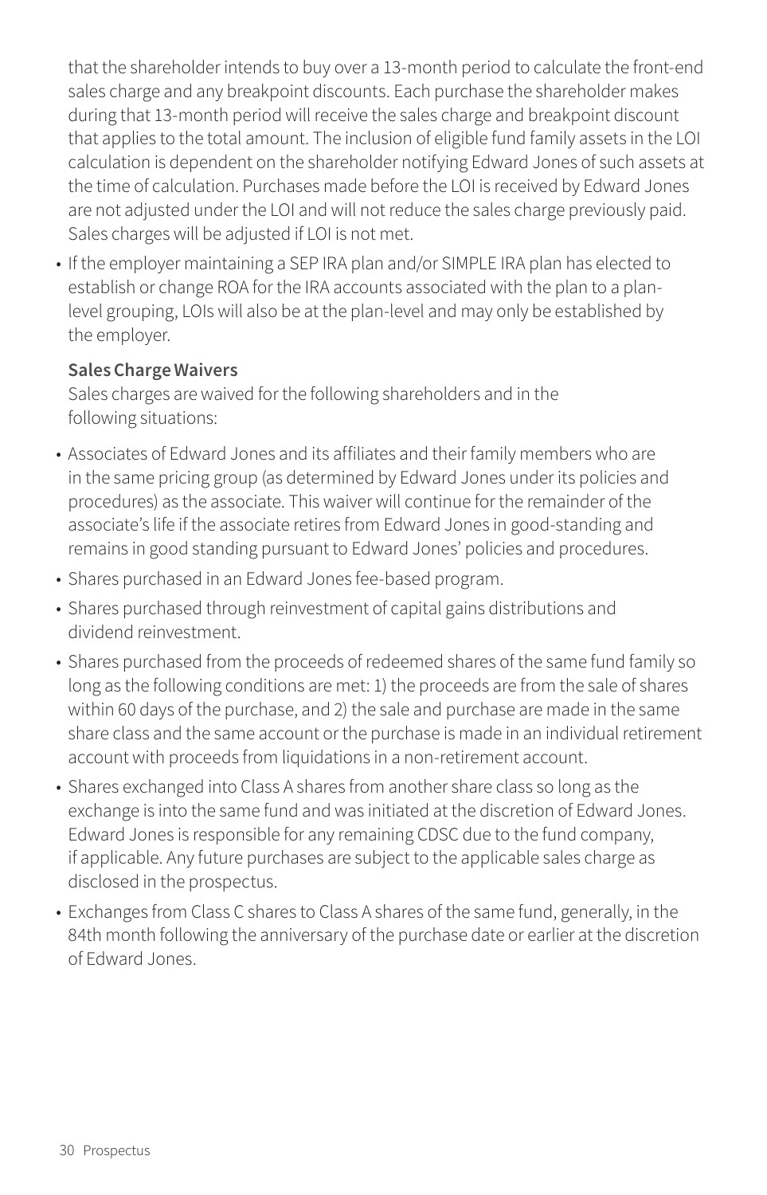that the shareholder intends to buy over a 13-month period to calculate the front-end sales charge and any breakpoint discounts. Each purchase the shareholder makes during that 13-month period will receive the sales charge and breakpoint discount that applies to the total amount. The inclusion of eligible fund family assets in the LOI calculation is dependent on the shareholder notifying Edward Jones of such assets at the time of calculation. Purchases made before the LOI is received by Edward Jones are not adjusted under the LOI and will not reduce the sales charge previously paid. Sales charges will be adjusted if LOI is not met.

- If the employer maintaining a SEP IRA plan and/or SIMPLE IRA plan has elected to establish or change ROA for the IRA accounts associated with the plan to a plan-level grouping, LOIs will also be at the plan-level and may only be established by the employer.

**Sales Charge Waivers**

Sales charges are waived for the following shareholders and in the following situations:

- Associates of Edward Jones and its affiliates and their family members who are in the same pricing group (as determined by Edward Jones under its policies and procedures) as the associate. This waiver will continue for the remainder of the associate's life if the associate retires from Edward Jones in good-standing and remains in good standing pursuant to Edward Jones' policies and procedures.
- Shares purchased in an Edward Jones fee-based program.
- Shares purchased through reinvestment of capital gains distributions and dividend reinvestment.
- Shares purchased from the proceeds of redeemed shares of the same fund family so long as the following conditions are met: 1) the proceeds are from the sale of shares within 60 days of the purchase, and 2) the sale and purchase are made in the same share class and the same account or the purchase is made in an individual retirement account with proceeds from liquidations in a non-retirement account.
- Shares exchanged into Class A shares from another share class so long as the exchange is into the same fund and was initiated at the discretion of Edward Jones. Edward Jones is responsible for any remaining CDSC due to the fund company, if applicable. Any future purchases are subject to the applicable sales charge as disclosed in the prospectus.
- Exchanges from Class C shares to Class A shares of the same fund, generally, in the 84th month following the anniversary of the purchase date or earlier at the discretion of Edward Jones.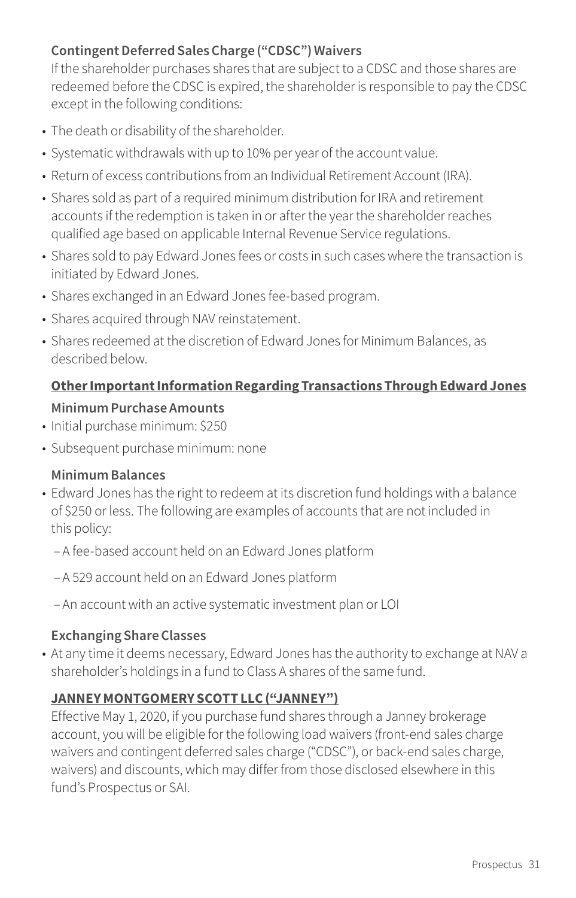**Contingent Deferred Sales Charge ("CDSC") Waivers**

If the shareholder purchases shares that are subject to a CDSC and those shares are redeemed before the CDSC is expired, the shareholder is responsible to pay the CDSC except in the following conditions:

- The death or disability of the shareholder.
- Systematic withdrawals with up to 10% per year of the account value.
- Return of excess contributions from an Individual Retirement Account (IRA).
- Shares sold as part of a required minimum distribution for IRA and retirement accounts if the redemption is taken in or after the year the shareholder reaches qualified age based on applicable Internal Revenue Service regulations.
- Shares sold to pay Edward Jones fees or costs in such cases where the transaction is initiated by Edward Jones.
- Shares exchanged in an Edward Jones fee-based program.
- Shares acquired through NAV reinstatement.
- Shares redeemed at the discretion of Edward Jones for Minimum Balances, as described below.

**Other Important Information Regarding Transactions Through Edward Jones**

**Minimum Purchase Amounts**

- Initial purchase minimum: $250
- Subsequent purchase minimum: none

**Minimum Balances**

- Edward Jones has the right to redeem at its discretion fund holdings with a balance of $250 or less. The following are examples of accounts that are not included in this policy:
  - A fee-based account held on an Edward Jones platform
  - A 529 account held on an Edward Jones platform
  - An account with an active systematic investment plan or LOI

**Exchanging Share Classes**

- At any time it deems necessary, Edward Jones has the authority to exchange at NAV a shareholder's holdings in a fund to Class A shares of the same fund.

**JANNEY MONTGOMERY SCOTT LLC ("JANNEY")**

Effective May 1, 2020, if you purchase fund shares through a Janney brokerage account, you will be eligible for the following load waivers (front-end sales charge waivers and contingent deferred sales charge ("CDSC"), or back-end sales charge, waivers) and discounts, which may differ from those disclosed elsewhere in this fund's Prospectus or SAI.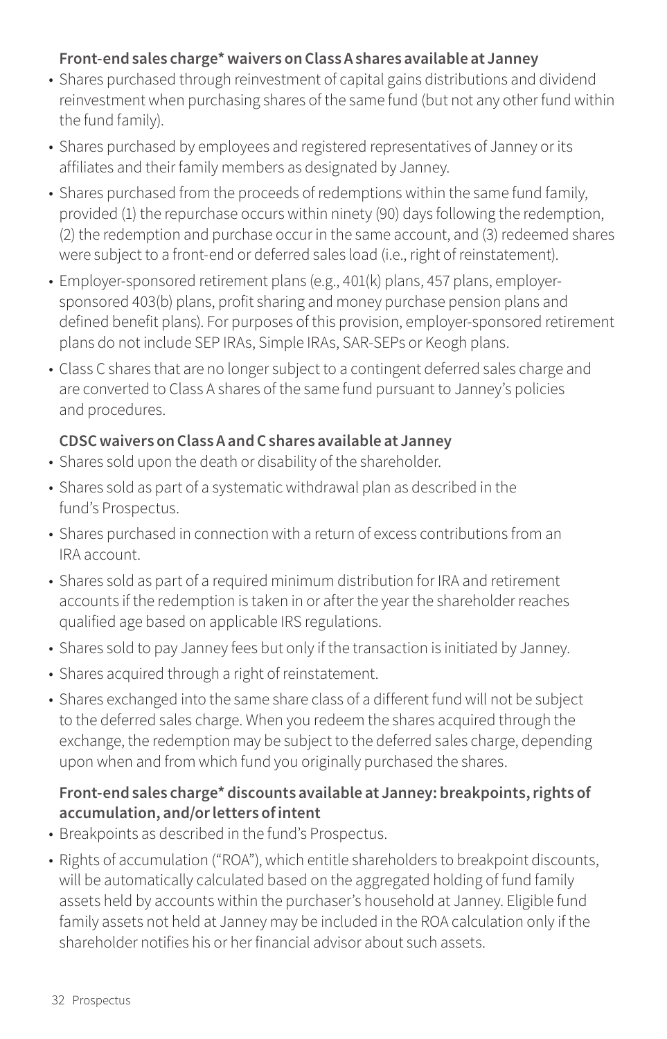**Front-end sales charge* waivers on Class A shares available at Janney**

- Shares purchased through reinvestment of capital gains distributions and dividend reinvestment when purchasing shares of the same fund (but not any other fund within the fund family).
- Shares purchased by employees and registered representatives of Janney or its affiliates and their family members as designated by Janney.
- Shares purchased from the proceeds of redemptions within the same fund family, provided (1) the repurchase occurs within ninety (90) days following the redemption, (2) the redemption and purchase occur in the same account, and (3) redeemed shares were subject to a front-end or deferred sales load (i.e., right of reinstatement).
- Employer-sponsored retirement plans (e.g., 401(k) plans, 457 plans, employer-sponsored 403(b) plans, profit sharing and money purchase pension plans and defined benefit plans). For purposes of this provision, employer-sponsored retirement plans do not include SEP IRAs, Simple IRAs, SAR-SEPs or Keogh plans.
- Class C shares that are no longer subject to a contingent deferred sales charge and are converted to Class A shares of the same fund pursuant to Janney's policies and procedures.

**CDSC waivers on Class A and C shares available at Janney**

- Shares sold upon the death or disability of the shareholder.
- Shares sold as part of a systematic withdrawal plan as described in the fund's Prospectus.
- Shares purchased in connection with a return of excess contributions from an IRA account.
- Shares sold as part of a required minimum distribution for IRA and retirement accounts if the redemption is taken in or after the year the shareholder reaches qualified age based on applicable IRS regulations.
- Shares sold to pay Janney fees but only if the transaction is initiated by Janney.
- Shares acquired through a right of reinstatement.
- Shares exchanged into the same share class of a different fund will not be subject to the deferred sales charge. When you redeem the shares acquired through the exchange, the redemption may be subject to the deferred sales charge, depending upon when and from which fund you originally purchased the shares.

**Front-end sales charge* discounts available at Janney: breakpoints, rights of accumulation, and/or letters of intent**

- Breakpoints as described in the fund's Prospectus.
- Rights of accumulation ("ROA"), which entitle shareholders to breakpoint discounts, will be automatically calculated based on the aggregated holding of fund family assets held by accounts within the purchaser's household at Janney. Eligible fund family assets not held at Janney may be included in the ROA calculation only if the shareholder notifies his or her financial advisor about such assets.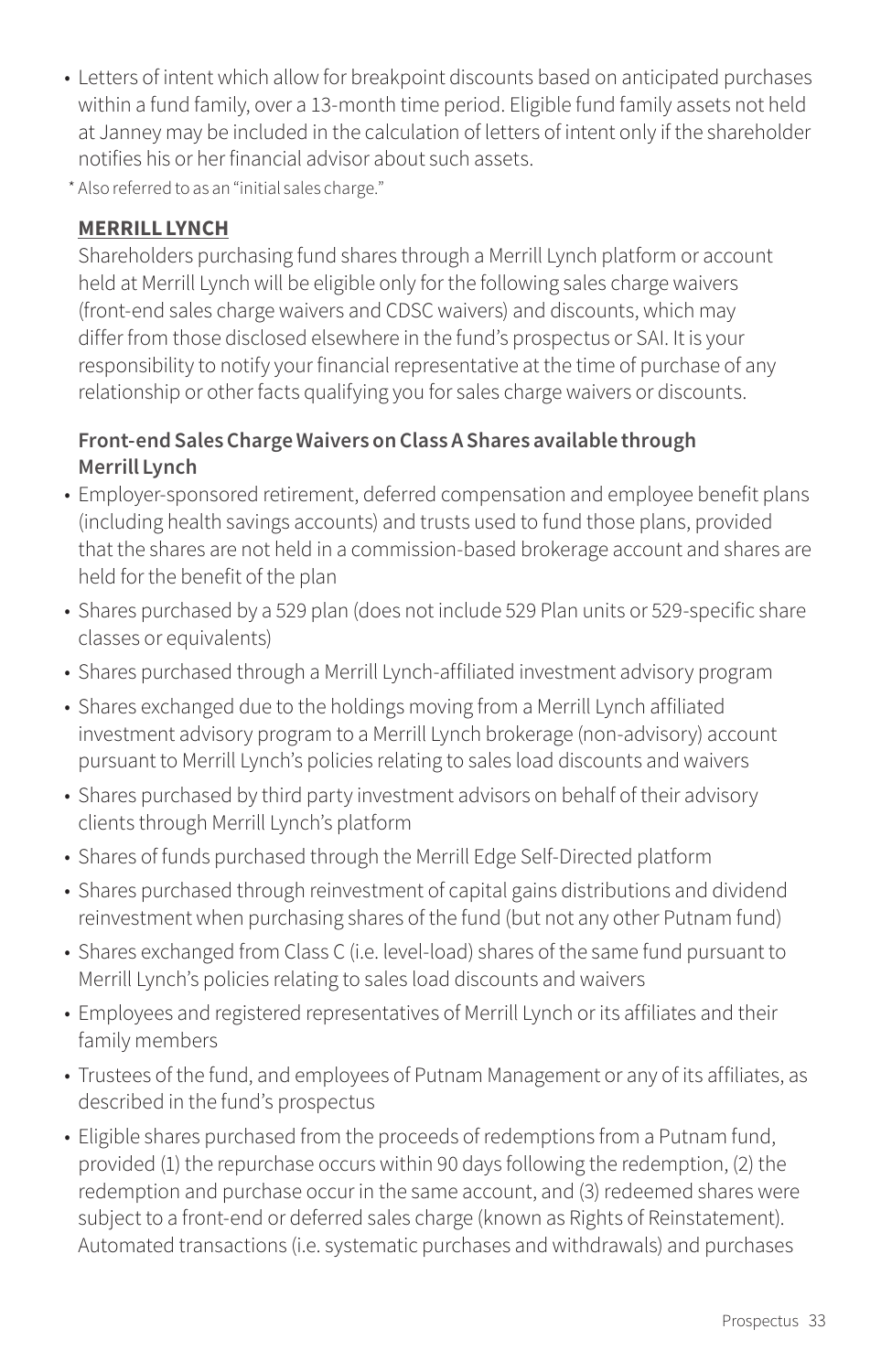- Letters of intent which allow for breakpoint discounts based on anticipated purchases within a fund family, over a 13-month time period. Eligible fund family assets not held at Janney may be included in the calculation of letters of intent only if the shareholder notifies his or her financial advisor about such assets.

\* Also referred to as an "initial sales charge."

**MERRILL LYNCH**

Shareholders purchasing fund shares through a Merrill Lynch platform or account held at Merrill Lynch will be eligible only for the following sales charge waivers (front-end sales charge waivers and CDSC waivers) and discounts, which may differ from those disclosed elsewhere in the fund's prospectus or SAI. It is your responsibility to notify your financial representative at the time of purchase of any relationship or other facts qualifying you for sales charge waivers or discounts.

**Front-end Sales Charge Waivers on Class A Shares available through Merrill Lynch**

- Employer-sponsored retirement, deferred compensation and employee benefit plans (including health savings accounts) and trusts used to fund those plans, provided that the shares are not held in a commission-based brokerage account and shares are held for the benefit of the plan
- Shares purchased by a 529 plan (does not include 529 Plan units or 529-specific share classes or equivalents)
- Shares purchased through a Merrill Lynch-affiliated investment advisory program
- Shares exchanged due to the holdings moving from a Merrill Lynch affiliated investment advisory program to a Merrill Lynch brokerage (non-advisory) account pursuant to Merrill Lynch's policies relating to sales load discounts and waivers
- Shares purchased by third party investment advisors on behalf of their advisory clients through Merrill Lynch's platform
- Shares of funds purchased through the Merrill Edge Self-Directed platform
- Shares purchased through reinvestment of capital gains distributions and dividend reinvestment when purchasing shares of the fund (but not any other Putnam fund)
- Shares exchanged from Class C (i.e. level-load) shares of the same fund pursuant to Merrill Lynch's policies relating to sales load discounts and waivers
- Employees and registered representatives of Merrill Lynch or its affiliates and their family members
- Trustees of the fund, and employees of Putnam Management or any of its affiliates, as described in the fund's prospectus
- Eligible shares purchased from the proceeds of redemptions from a Putnam fund, provided (1) the repurchase occurs within 90 days following the redemption, (2) the redemption and purchase occur in the same account, and (3) redeemed shares were subject to a front-end or deferred sales charge (known as Rights of Reinstatement). Automated transactions (i.e. systematic purchases and withdrawals) and purchases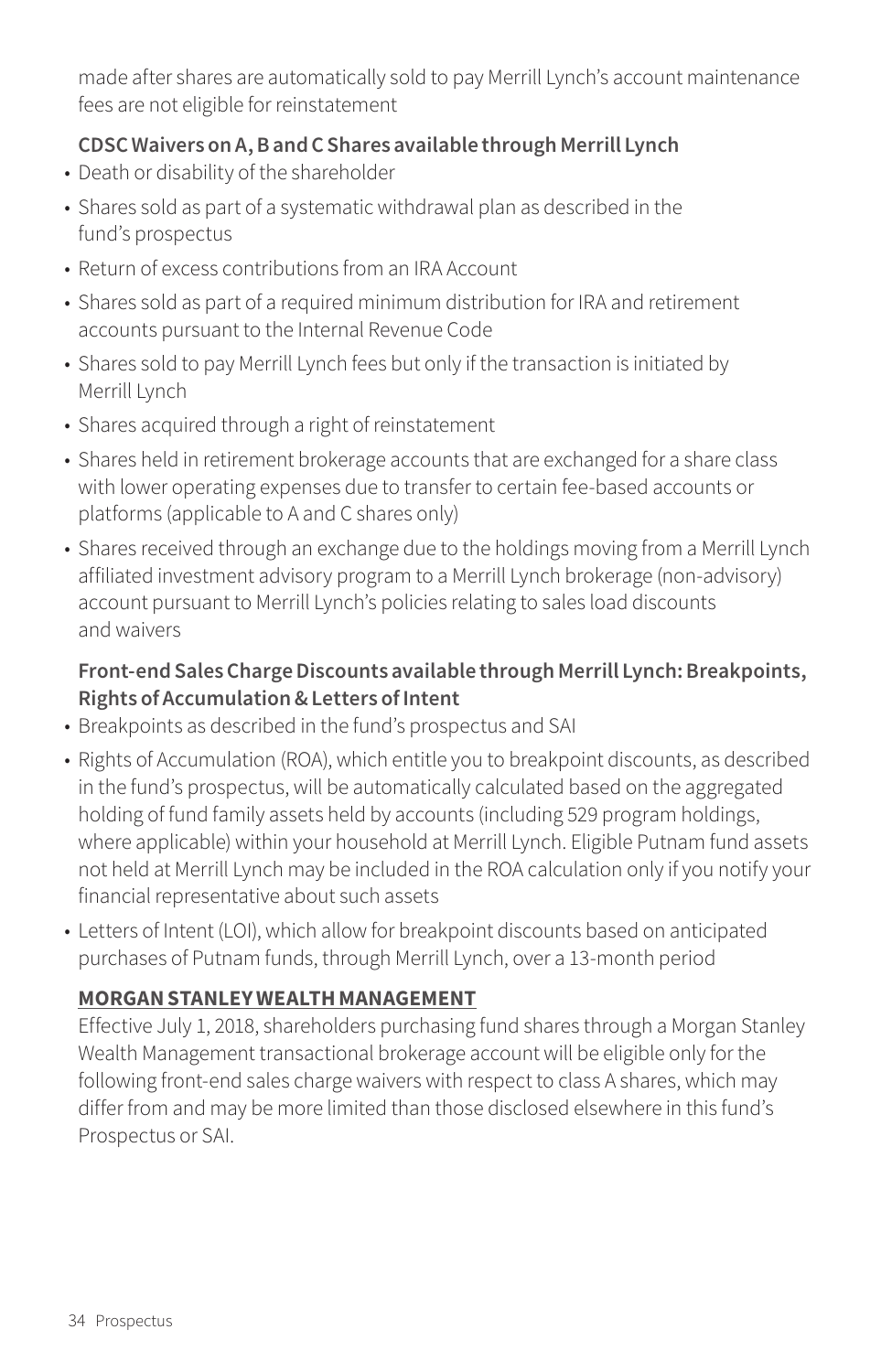made after shares are automatically sold to pay Merrill Lynch's account maintenance fees are not eligible for reinstatement

**CDSC Waivers on A, B and C Shares available through Merrill Lynch**

- Death or disability of the shareholder
- Shares sold as part of a systematic withdrawal plan as described in the fund's prospectus
- Return of excess contributions from an IRA Account
- Shares sold as part of a required minimum distribution for IRA and retirement accounts pursuant to the Internal Revenue Code
- Shares sold to pay Merrill Lynch fees but only if the transaction is initiated by Merrill Lynch
- Shares acquired through a right of reinstatement
- Shares held in retirement brokerage accounts that are exchanged for a share class with lower operating expenses due to transfer to certain fee-based accounts or platforms (applicable to A and C shares only)
- Shares received through an exchange due to the holdings moving from a Merrill Lynch affiliated investment advisory program to a Merrill Lynch brokerage (non-advisory) account pursuant to Merrill Lynch's policies relating to sales load discounts and waivers

**Front-end Sales Charge Discounts available through Merrill Lynch: Breakpoints, Rights of Accumulation & Letters of Intent**

- Breakpoints as described in the fund's prospectus and SAI
- Rights of Accumulation (ROA), which entitle you to breakpoint discounts, as described in the fund's prospectus, will be automatically calculated based on the aggregated holding of fund family assets held by accounts (including 529 program holdings, where applicable) within your household at Merrill Lynch. Eligible Putnam fund assets not held at Merrill Lynch may be included in the ROA calculation only if you notify your financial representative about such assets
- Letters of Intent (LOI), which allow for breakpoint discounts based on anticipated purchases of Putnam funds, through Merrill Lynch, over a 13-month period

**MORGAN STANLEY WEALTH MANAGEMENT**

Effective July 1, 2018, shareholders purchasing fund shares through a Morgan Stanley Wealth Management transactional brokerage account will be eligible only for the following front-end sales charge waivers with respect to class A shares, which may differ from and may be more limited than those disclosed elsewhere in this fund's Prospectus or SAI.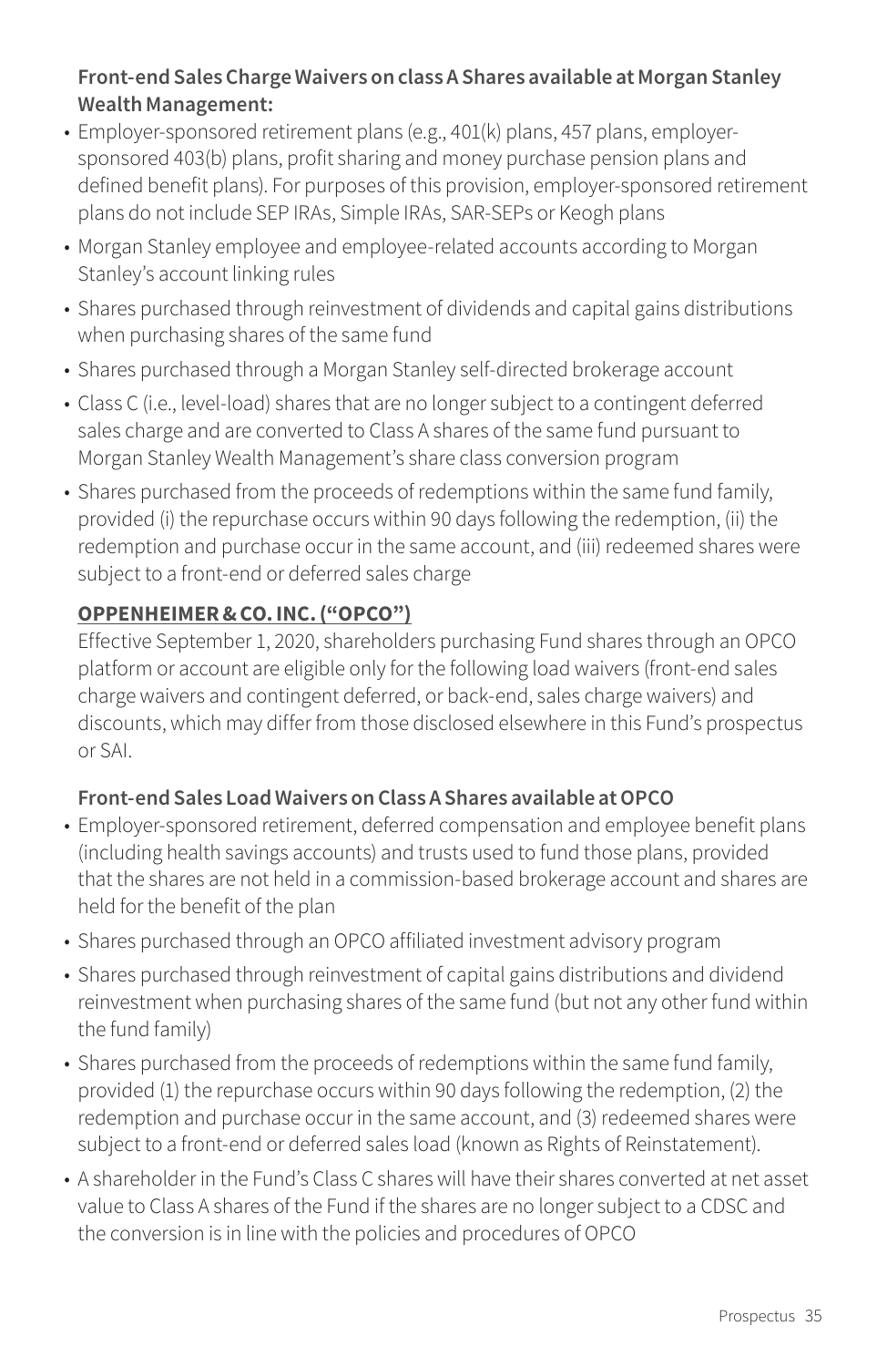**Front-end Sales Charge Waivers on class A Shares available at Morgan Stanley Wealth Management:**

- Employer-sponsored retirement plans (e.g., 401(k) plans, 457 plans, employer-sponsored 403(b) plans, profit sharing and money purchase pension plans and defined benefit plans). For purposes of this provision, employer-sponsored retirement plans do not include SEP IRAs, Simple IRAs, SAR-SEPs or Keogh plans
- Morgan Stanley employee and employee-related accounts according to Morgan Stanley's account linking rules
- Shares purchased through reinvestment of dividends and capital gains distributions when purchasing shares of the same fund
- Shares purchased through a Morgan Stanley self-directed brokerage account
- Class C (i.e., level-load) shares that are no longer subject to a contingent deferred sales charge and are converted to Class A shares of the same fund pursuant to Morgan Stanley Wealth Management's share class conversion program
- Shares purchased from the proceeds of redemptions within the same fund family, provided (i) the repurchase occurs within 90 days following the redemption, (ii) the redemption and purchase occur in the same account, and (iii) redeemed shares were subject to a front-end or deferred sales charge

**OPPENHEIMER & CO. INC. ("OPCO")**

Effective September 1, 2020, shareholders purchasing Fund shares through an OPCO platform or account are eligible only for the following load waivers (front-end sales charge waivers and contingent deferred, or back-end, sales charge waivers) and discounts, which may differ from those disclosed elsewhere in this Fund's prospectus or SAI.

**Front-end Sales Load Waivers on Class A Shares available at OPCO**

- Employer-sponsored retirement, deferred compensation and employee benefit plans (including health savings accounts) and trusts used to fund those plans, provided that the shares are not held in a commission-based brokerage account and shares are held for the benefit of the plan
- Shares purchased through an OPCO affiliated investment advisory program
- Shares purchased through reinvestment of capital gains distributions and dividend reinvestment when purchasing shares of the same fund (but not any other fund within the fund family)
- Shares purchased from the proceeds of redemptions within the same fund family, provided (1) the repurchase occurs within 90 days following the redemption, (2) the redemption and purchase occur in the same account, and (3) redeemed shares were subject to a front-end or deferred sales load (known as Rights of Reinstatement).
- A shareholder in the Fund's Class C shares will have their shares converted at net asset value to Class A shares of the Fund if the shares are no longer subject to a CDSC and the conversion is in line with the policies and procedures of OPCO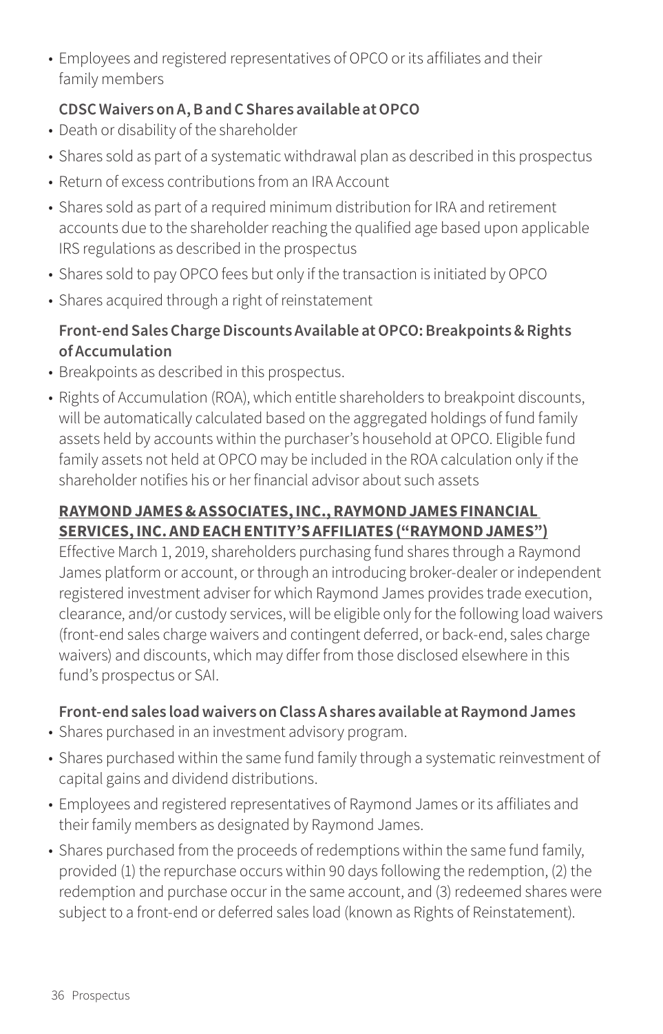- Employees and registered representatives of OPCO or its affiliates and their family members

**CDSC Waivers on A, B and C Shares available at OPCO**

- Death or disability of the shareholder
- Shares sold as part of a systematic withdrawal plan as described in this prospectus
- Return of excess contributions from an IRA Account
- Shares sold as part of a required minimum distribution for IRA and retirement accounts due to the shareholder reaching the qualified age based upon applicable IRS regulations as described in the prospectus
- Shares sold to pay OPCO fees but only if the transaction is initiated by OPCO
- Shares acquired through a right of reinstatement

**Front-end Sales Charge Discounts Available at OPCO: Breakpoints & Rights of Accumulation**

- Breakpoints as described in this prospectus.
- Rights of Accumulation (ROA), which entitle shareholders to breakpoint discounts, will be automatically calculated based on the aggregated holdings of fund family assets held by accounts within the purchaser's household at OPCO. Eligible fund family assets not held at OPCO may be included in the ROA calculation only if the shareholder notifies his or her financial advisor about such assets

**RAYMOND JAMES & ASSOCIATES, INC., RAYMOND JAMES FINANCIAL SERVICES, INC. AND EACH ENTITY'S AFFILIATES ("RAYMOND JAMES")**

Effective March 1, 2019, shareholders purchasing fund shares through a Raymond James platform or account, or through an introducing broker-dealer or independent registered investment adviser for which Raymond James provides trade execution, clearance, and/or custody services, will be eligible only for the following load waivers (front-end sales charge waivers and contingent deferred, or back-end, sales charge waivers) and discounts, which may differ from those disclosed elsewhere in this fund's prospectus or SAI.

**Front-end sales load waivers on Class A shares available at Raymond James**

- Shares purchased in an investment advisory program.
- Shares purchased within the same fund family through a systematic reinvestment of capital gains and dividend distributions.
- Employees and registered representatives of Raymond James or its affiliates and their family members as designated by Raymond James.
- Shares purchased from the proceeds of redemptions within the same fund family, provided (1) the repurchase occurs within 90 days following the redemption, (2) the redemption and purchase occur in the same account, and (3) redeemed shares were subject to a front-end or deferred sales load (known as Rights of Reinstatement).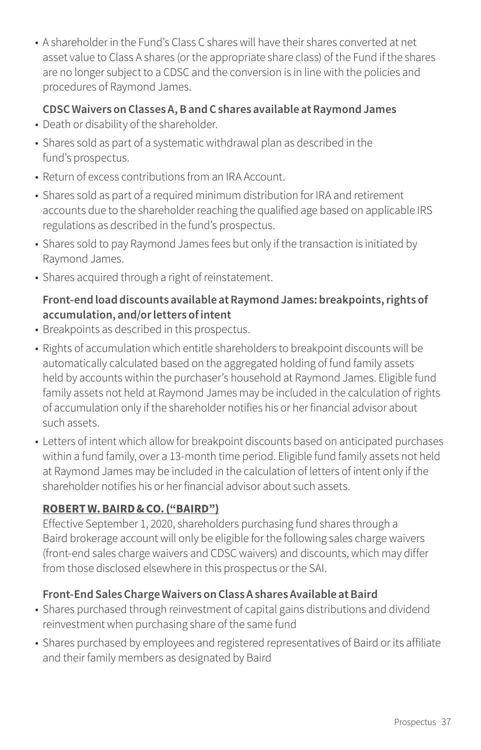- A shareholder in the Fund's Class C shares will have their shares converted at net asset value to Class A shares (or the appropriate share class) of the Fund if the shares are no longer subject to a CDSC and the conversion is in line with the policies and procedures of Raymond James.

**CDSC Waivers on Classes A, B and C shares available at Raymond James**

- Death or disability of the shareholder.
- Shares sold as part of a systematic withdrawal plan as described in the fund's prospectus.
- Return of excess contributions from an IRA Account.
- Shares sold as part of a required minimum distribution for IRA and retirement accounts due to the shareholder reaching the qualified age based on applicable IRS regulations as described in the fund's prospectus.
- Shares sold to pay Raymond James fees but only if the transaction is initiated by Raymond James.
- Shares acquired through a right of reinstatement.

**Front-end load discounts available at Raymond James: breakpoints, rights of accumulation, and/or letters of intent**

- Breakpoints as described in this prospectus.
- Rights of accumulation which entitle shareholders to breakpoint discounts will be automatically calculated based on the aggregated holding of fund family assets held by accounts within the purchaser's household at Raymond James. Eligible fund family assets not held at Raymond James may be included in the calculation of rights of accumulation only if the shareholder notifies his or her financial advisor about such assets.
- Letters of intent which allow for breakpoint discounts based on anticipated purchases within a fund family, over a 13-month time period. Eligible fund family assets not held at Raymond James may be included in the calculation of letters of intent only if the shareholder notifies his or her financial advisor about such assets.

**<u>ROBERT W. BAIRD & CO. ("BAIRD")</u>**

Effective September 1, 2020, shareholders purchasing fund shares through a Baird brokerage account will only be eligible for the following sales charge waivers (front-end sales charge waivers and CDSC waivers) and discounts, which may differ from those disclosed elsewhere in this prospectus or the SAI.

**Front-End Sales Charge Waivers on Class A shares Available at Baird**

- Shares purchased through reinvestment of capital gains distributions and dividend reinvestment when purchasing share of the same fund
- Shares purchased by employees and registered representatives of Baird or its affiliate and their family members as designated by Baird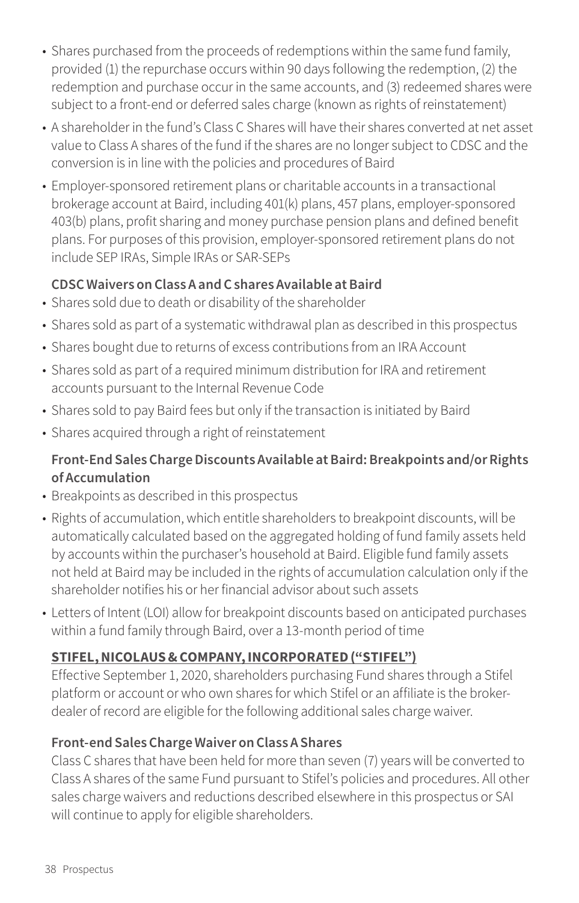- Shares purchased from the proceeds of redemptions within the same fund family, provided (1) the repurchase occurs within 90 days following the redemption, (2) the redemption and purchase occur in the same accounts, and (3) redeemed shares were subject to a front-end or deferred sales charge (known as rights of reinstatement)
- A shareholder in the fund's Class C Shares will have their shares converted at net asset value to Class A shares of the fund if the shares are no longer subject to CDSC and the conversion is in line with the policies and procedures of Baird
- Employer-sponsored retirement plans or charitable accounts in a transactional brokerage account at Baird, including 401(k) plans, 457 plans, employer-sponsored 403(b) plans, profit sharing and money purchase pension plans and defined benefit plans. For purposes of this provision, employer-sponsored retirement plans do not include SEP IRAs, Simple IRAs or SAR-SEPs

**CDSC Waivers on Class A and C shares Available at Baird**

- Shares sold due to death or disability of the shareholder
- Shares sold as part of a systematic withdrawal plan as described in this prospectus
- Shares bought due to returns of excess contributions from an IRA Account
- Shares sold as part of a required minimum distribution for IRA and retirement accounts pursuant to the Internal Revenue Code
- Shares sold to pay Baird fees but only if the transaction is initiated by Baird
- Shares acquired through a right of reinstatement

**Front-End Sales Charge Discounts Available at Baird: Breakpoints and/or Rights of Accumulation**

- Breakpoints as described in this prospectus
- Rights of accumulation, which entitle shareholders to breakpoint discounts, will be automatically calculated based on the aggregated holding of fund family assets held by accounts within the purchaser's household at Baird. Eligible fund family assets not held at Baird may be included in the rights of accumulation calculation only if the shareholder notifies his or her financial advisor about such assets
- Letters of Intent (LOI) allow for breakpoint discounts based on anticipated purchases within a fund family through Baird, over a 13-month period of time

**STIFEL, NICOLAUS & COMPANY, INCORPORATED ("STIFEL")**

Effective September 1, 2020, shareholders purchasing Fund shares through a Stifel platform or account or who own shares for which Stifel or an affiliate is the broker-dealer of record are eligible for the following additional sales charge waiver.

**Front-end Sales Charge Waiver on Class A Shares**

Class C shares that have been held for more than seven (7) years will be converted to Class A shares of the same Fund pursuant to Stifel's policies and procedures. All other sales charge waivers and reductions described elsewhere in this prospectus or SAI will continue to apply for eligible shareholders.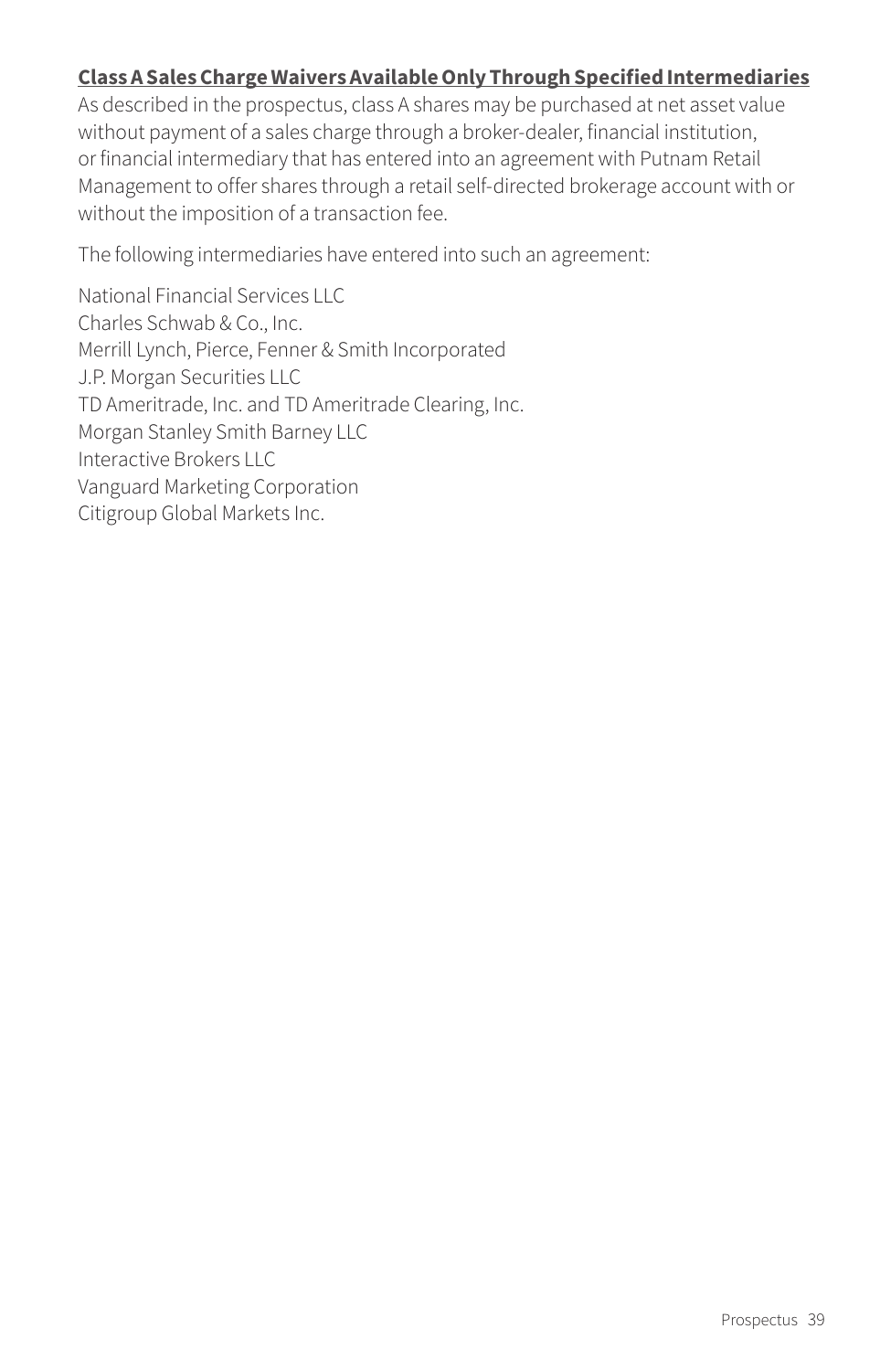**Class A Sales Charge Waivers Available Only Through Specified Intermediaries**

As described in the prospectus, class A shares may be purchased at net asset value without payment of a sales charge through a broker-dealer, financial institution, or financial intermediary that has entered into an agreement with Putnam Retail Management to offer shares through a retail self-directed brokerage account with or without the imposition of a transaction fee.

The following intermediaries have entered into such an agreement:

National Financial Services LLC
Charles Schwab & Co., Inc.
Merrill Lynch, Pierce, Fenner & Smith Incorporated
J.P. Morgan Securities LLC
TD Ameritrade, Inc. and TD Ameritrade Clearing, Inc.
Morgan Stanley Smith Barney LLC
Interactive Brokers LLC
Vanguard Marketing Corporation
Citigroup Global Markets Inc.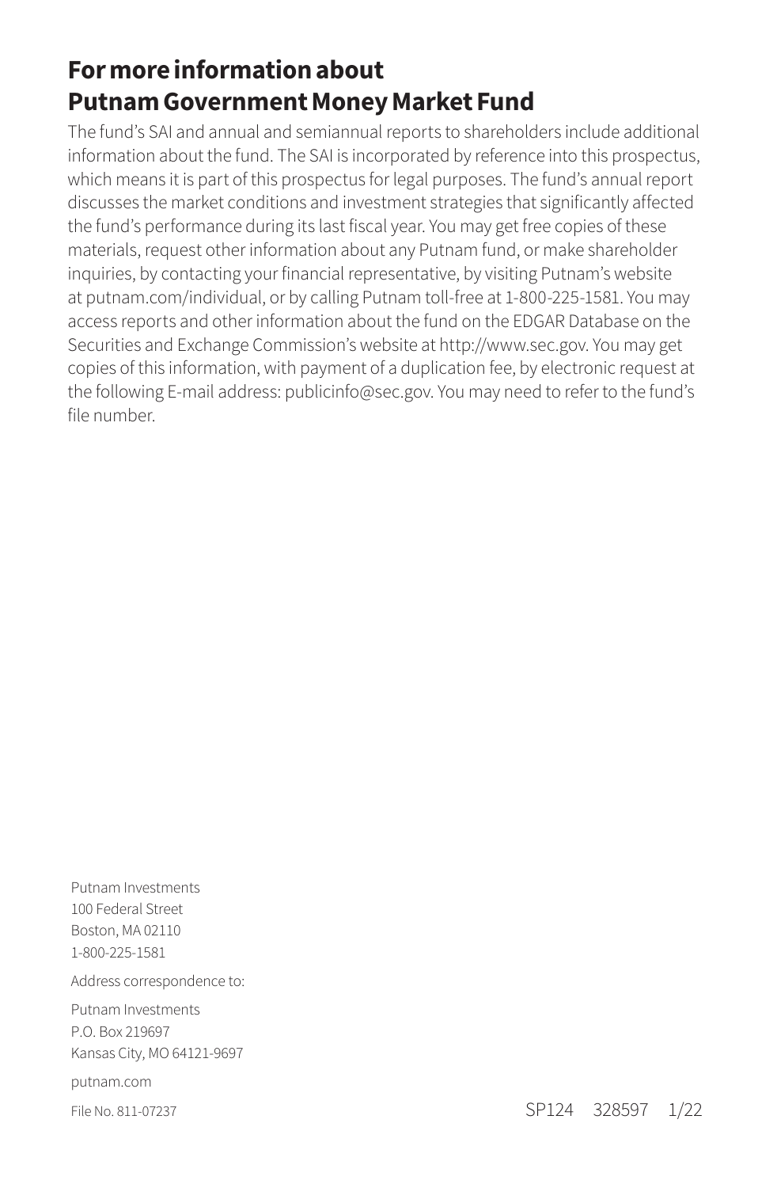## For more information about Putnam Government Money Market Fund

The fund's SAI and annual and semiannual reports to shareholders include additional information about the fund. The SAI is incorporated by reference into this prospectus, which means it is part of this prospectus for legal purposes. The fund's annual report discusses the market conditions and investment strategies that significantly affected the fund's performance during its last fiscal year. You may get free copies of these materials, request other information about any Putnam fund, or make shareholder inquiries, by contacting your financial representative, by visiting Putnam's website at putnam.com/individual, or by calling Putnam toll-free at 1-800-225-1581. You may access reports and other information about the fund on the EDGAR Database on the Securities and Exchange Commission's website at http://www.sec.gov. You may get copies of this information, with payment of a duplication fee, by electronic request at the following E-mail address: publicinfo@sec.gov. You may need to refer to the fund's file number.

Putnam Investments
100 Federal Street
Boston, MA 02110
1-800-225-1581

Address correspondence to:

Putnam Investments
P.O. Box 219697
Kansas City, MO 64121-9697

putnam.com

File No. 811-07237

SP124 328597 1/22